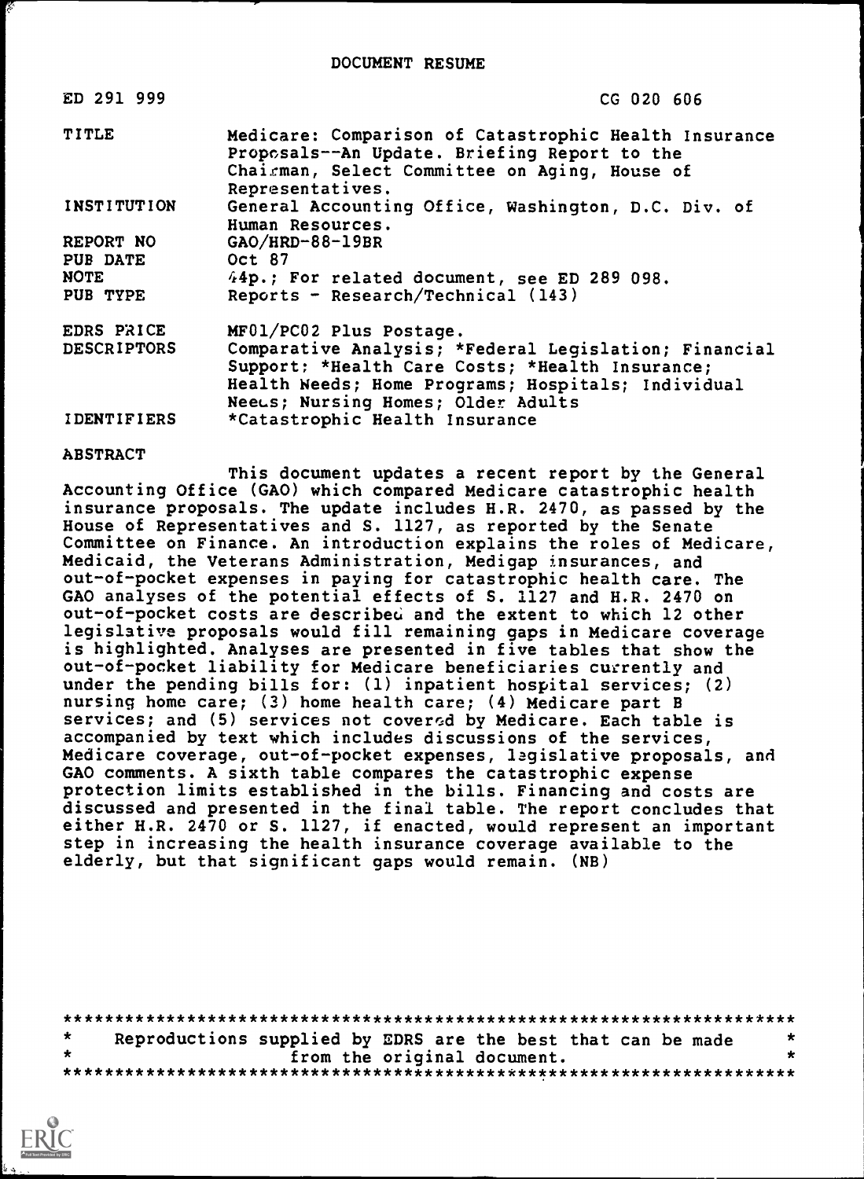DOCUMENT RESUME

| | |
|---|---|
| ED 291 999 | CG 020 606 |
| TITLE | Medicare: Comparison of Catastrophic Health Insurance Proposals--An Update. Briefing Report to the Chairman, Select Committee on Aging, House of Representatives. |
| INSTITUTION | General Accounting Office, Washington, D.C. Div. of Human Resources. |
| REPORT NO | GAO/HRD-88-19BR |
| PUB DATE | Oct 87 |
| NOTE | 44p.; For related document, see ED 289 098. |
| PUB TYPE | Reports - Research/Technical (143) |
| EDRS PRICE | MF01/PC02 Plus Postage. |
| DESCRIPTORS | Comparative Analysis; *Federal Legislation; Financial Support; *Health Care Costs; *Health Insurance; Health Needs; Home Programs; Hospitals; Individual Needs; Nursing Homes; Older Adults |
| IDENTIFIERS | *Catastrophic Health Insurance |

ABSTRACT

This document updates a recent report by the General Accounting Office (GAO) which compared Medicare catastrophic health insurance proposals. The update includes H.R. 2470, as passed by the House of Representatives and S. 1127, as reported by the Senate Committee on Finance. An introduction explains the roles of Medicare, Medicaid, the Veterans Administration, Medigap insurances, and out-of-pocket expenses in paying for catastrophic health care. The GAO analyses of the potential effects of S. 1127 and H.R. 2470 on out-of-pocket costs are described and the extent to which 12 other legislative proposals would fill remaining gaps in Medicare coverage is highlighted. Analyses are presented in five tables that show the out-of-pocket liability for Medicare beneficiaries currently and under the pending bills for: (1) inpatient hospital services; (2) nursing home care; (3) home health care; (4) Medicare part B services; and (5) services not covered by Medicare. Each table is accompanied by text which includes discussions of the services, Medicare coverage, out-of-pocket expenses, legislative proposals, and GAO comments. A sixth table compares the catastrophic expense protection limits established in the bills. Financing and costs are discussed and presented in the final table. The report concludes that either H.R. 2470 or S. 1127, if enacted, would represent an important step in increasing the health insurance coverage available to the elderly, but that significant gaps would remain. (NB)

***********************************************************************
* Reproductions supplied by EDRS are the best that can be made *
* from the original document. *
***********************************************************************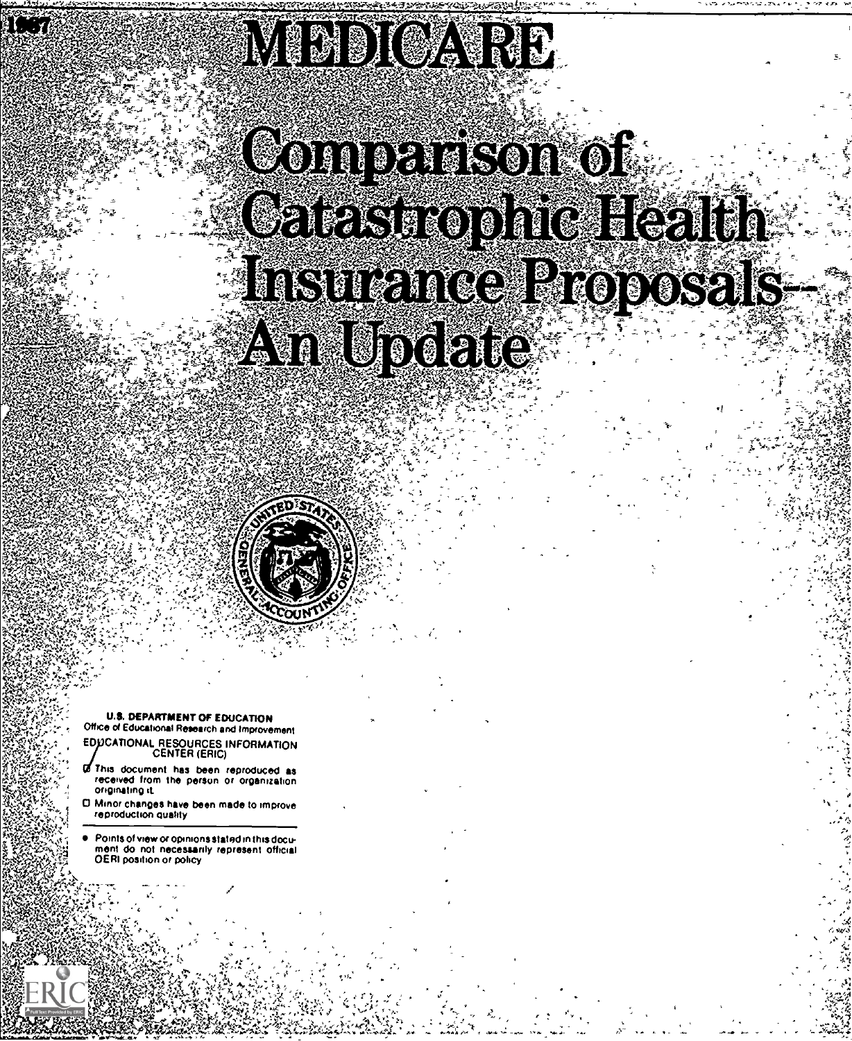1987

# MEDICARE

# Comparison of Catastrophic Health Insurance Proposals-- An Update

**U.S. DEPARTMENT OF EDUCATION**
Office of Educational Research and Improvement

EDUCATIONAL RESOURCES INFORMATION CENTER (ERIC)

- ☑ This document has been reproduced as received from the person or organization originating it.
- ☐ Minor changes have been made to improve reproduction quality

- Points of view or opinions stated in this document do not necessarily represent official OERI position or policy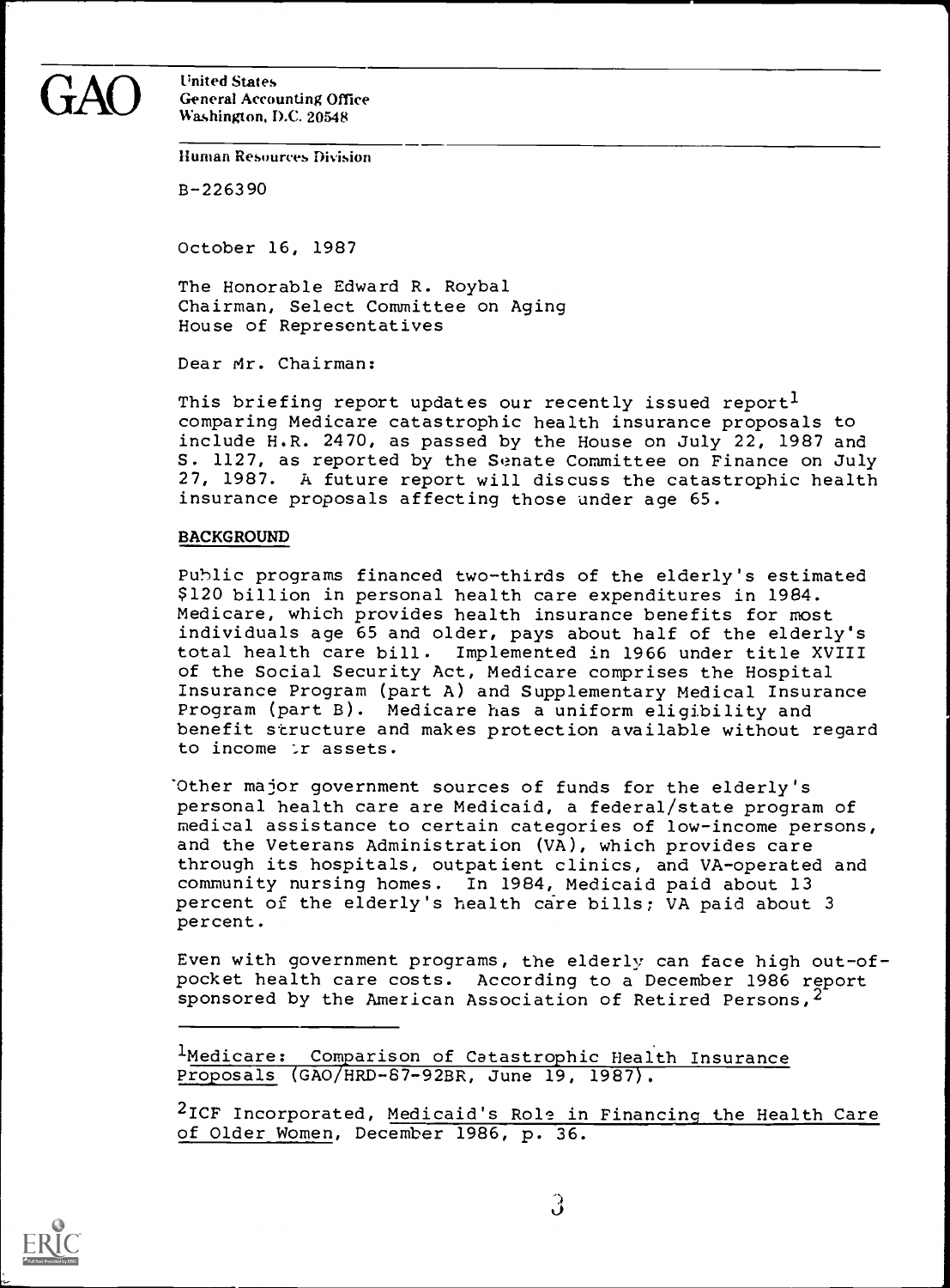**GAO** United States
General Accounting Office
Washington, D.C. 20548

Human Resources Division

B-226390

October 16, 1987

The Honorable Edward R. Roybal
Chairman, Select Committee on Aging
House of Representatives

Dear Mr. Chairman:

This briefing report updates our recently issued report[1] comparing Medicare catastrophic health insurance proposals to include H.R. 2470, as passed by the House on July 22, 1987 and S. 1127, as reported by the Senate Committee on Finance on July 27, 1987. A future report will discuss the catastrophic health insurance proposals affecting those under age 65.

## BACKGROUND

Public programs financed two-thirds of the elderly's estimated $120 billion in personal health care expenditures in 1984. Medicare, which provides health insurance benefits for most individuals age 65 and older, pays about half of the elderly's total health care bill. Implemented in 1966 under title XVIII of the Social Security Act, Medicare comprises the Hospital Insurance Program (part A) and Supplementary Medical Insurance Program (part B). Medicare has a uniform eligibility and benefit structure and makes protection available without regard to income or assets.

Other major government sources of funds for the elderly's personal health care are Medicaid, a federal/state program of medical assistance to certain categories of low-income persons, and the Veterans Administration (VA), which provides care through its hospitals, outpatient clinics, and VA-operated and community nursing homes. In 1984, Medicaid paid about 13 percent of the elderly's health care bills; VA paid about 3 percent.

Even with government programs, the elderly can face high out-of-pocket health care costs. According to a December 1986 report sponsored by the American Association of Retired Persons,[2]

---

[1]Medicare: Comparison of Catastrophic Health Insurance Proposals (GAO/HRD-87-92BR, June 19, 1987).

[2]ICF Incorporated, Medicaid's Role in Financing the Health Care of Older Women, December 1986, p. 36.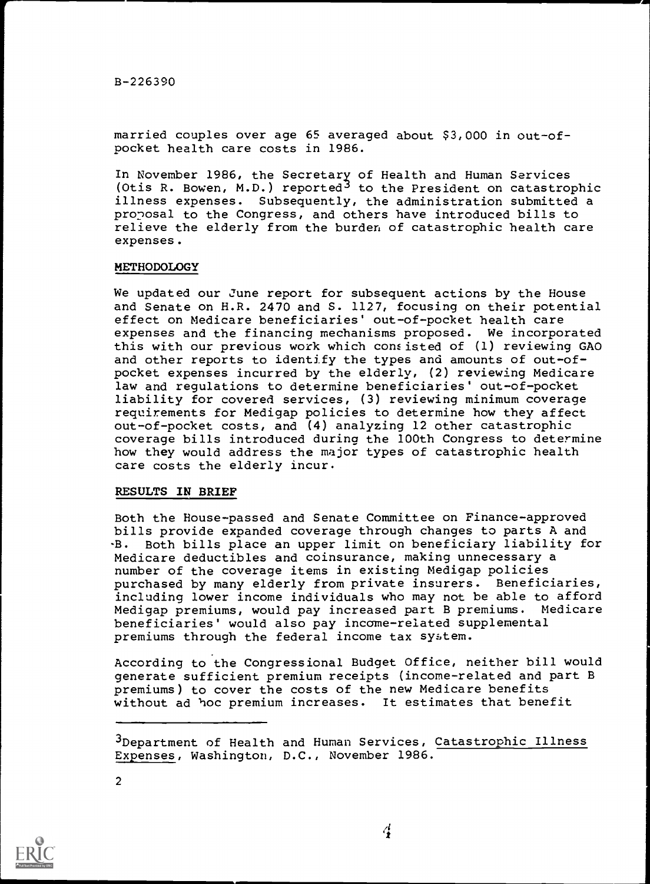married couples over age 65 averaged about $3,000 in out-of-pocket health care costs in 1986.

In November 1986, the Secretary of Health and Human Services (Otis R. Bowen, M.D.) reported[3] to the President on catastrophic illness expenses. Subsequently, the administration submitted a proposal to the Congress, and others have introduced bills to relieve the elderly from the burden of catastrophic health care expenses.

## METHODOLOGY

We updated our June report for subsequent actions by the House and Senate on H.R. 2470 and S. 1127, focusing on their potential effect on Medicare beneficiaries' out-of-pocket health care expenses and the financing mechanisms proposed. We incorporated this with our previous work which consisted of (1) reviewing GAO and other reports to identify the types and amounts of out-of-pocket expenses incurred by the elderly, (2) reviewing Medicare law and regulations to determine beneficiaries' out-of-pocket liability for covered services, (3) reviewing minimum coverage requirements for Medigap policies to determine how they affect out-of-pocket costs, and (4) analyzing 12 other catastrophic coverage bills introduced during the 100th Congress to determine how they would address the major types of catastrophic health care costs the elderly incur.

## RESULTS IN BRIEF

Both the House-passed and Senate Committee on Finance-approved bills provide expanded coverage through changes to parts A and B. Both bills place an upper limit on beneficiary liability for Medicare deductibles and coinsurance, making unnecessary a number of the coverage items in existing Medigap policies purchased by many elderly from private insurers. Beneficiaries, including lower income individuals who may not be able to afford Medigap premiums, would pay increased part B premiums. Medicare beneficiaries' would also pay income-related supplemental premiums through the federal income tax system.

According to the Congressional Budget Office, neither bill would generate sufficient premium receipts (income-related and part B premiums) to cover the costs of the new Medicare benefits without ad hoc premium increases. It estimates that benefit

---

[3]Department of Health and Human Services, Catastrophic Illness Expenses, Washington, D.C., November 1986.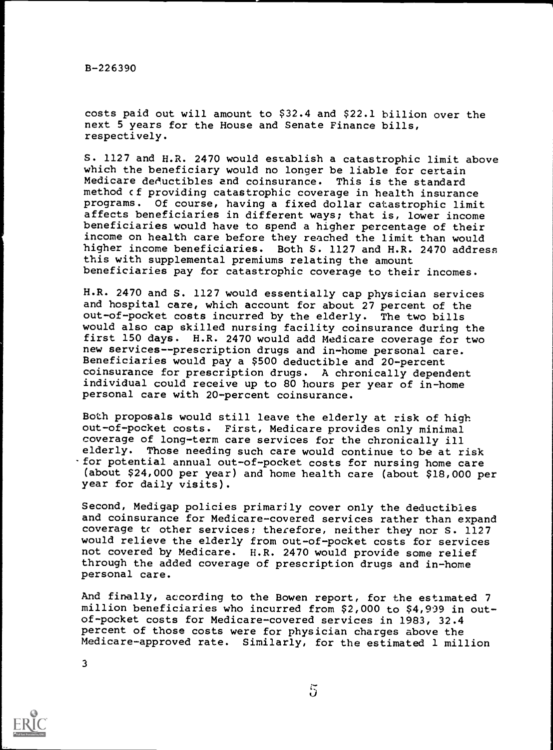costs paid out will amount to $32.4 and $22.1 billion over the next 5 years for the House and Senate Finance bills, respectively.

S. 1127 and H.R. 2470 would establish a catastrophic limit above which the beneficiary would no longer be liable for certain Medicare deductibles and coinsurance. This is the standard method of providing catastrophic coverage in health insurance programs. Of course, having a fixed dollar catastrophic limit affects beneficiaries in different ways; that is, lower income beneficiaries would have to spend a higher percentage of their income on health care before they reached the limit than would higher income beneficiaries. Both S. 1127 and H.R. 2470 address this with supplemental premiums relating the amount beneficiaries pay for catastrophic coverage to their incomes.

H.R. 2470 and S. 1127 would essentially cap physician services and hospital care, which account for about 27 percent of the out-of-pocket costs incurred by the elderly. The two bills would also cap skilled nursing facility coinsurance during the first 150 days. H.R. 2470 would add Medicare coverage for two new services--prescription drugs and in-home personal care. Beneficiaries would pay a $500 deductible and 20-percent coinsurance for prescription drugs. A chronically dependent individual could receive up to 80 hours per year of in-home personal care with 20-percent coinsurance.

Both proposals would still leave the elderly at risk of high out-of-pocket costs. First, Medicare provides only minimal coverage of long-term care services for the chronically ill elderly. Those needing such care would continue to be at risk for potential annual out-of-pocket costs for nursing home care (about $24,000 per year) and home health care (about $18,000 per year for daily visits).

Second, Medigap policies primarily cover only the deductibles and coinsurance for Medicare-covered services rather than expand coverage to other services; therefore, neither they nor S. 1127 would relieve the elderly from out-of-pocket costs for services not covered by Medicare. H.R. 2470 would provide some relief through the added coverage of prescription drugs and in-home personal care.

And finally, according to the Bowen report, for the estimated 7 million beneficiaries who incurred from $2,000 to $4,999 in out-of-pocket costs for Medicare-covered services in 1983, 32.4 percent of those costs were for physician charges above the Medicare-approved rate. Similarly, for the estimated 1 million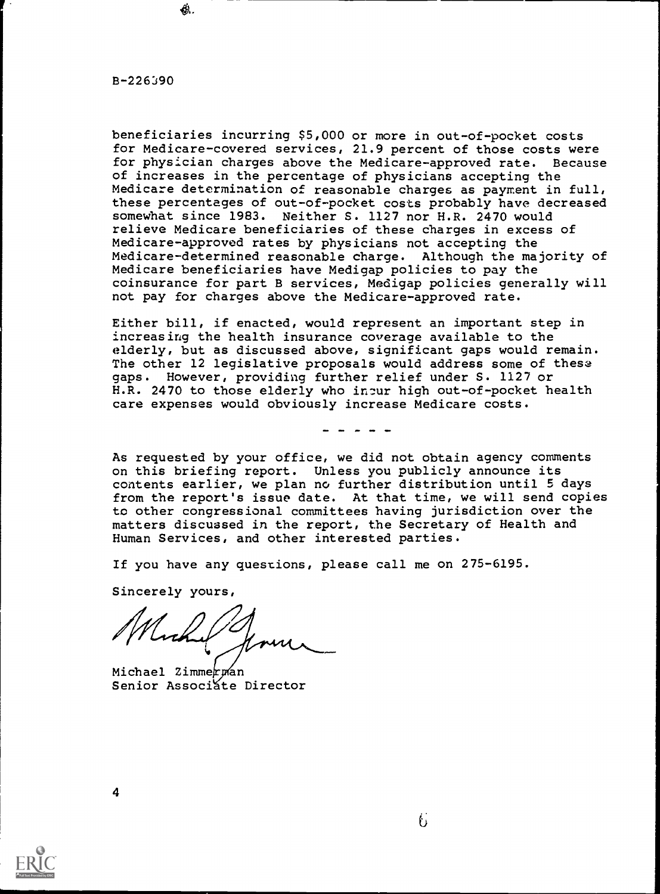B-226390

beneficiaries incurring $5,000 or more in out-of-pocket costs for Medicare-covered services, 21.9 percent of those costs were for physician charges above the Medicare-approved rate. Because of increases in the percentage of physicians accepting the Medicare determination of reasonable charges as payment in full, these percentages of out-of-pocket costs probably have decreased somewhat since 1983. Neither S. 1127 nor H.R. 2470 would relieve Medicare beneficiaries of these charges in excess of Medicare-approved rates by physicians not accepting the Medicare-determined reasonable charge. Although the majority of Medicare beneficiaries have Medigap policies to pay the coinsurance for part B services, Medigap policies generally will not pay for charges above the Medicare-approved rate.

Either bill, if enacted, would represent an important step in increasing the health insurance coverage available to the elderly, but as discussed above, significant gaps would remain. The other 12 legislative proposals would address some of these gaps. However, providing further relief under S. 1127 or H.R. 2470 to those elderly who incur high out-of-pocket health care expenses would obviously increase Medicare costs.

- - - - -

As requested by your office, we did not obtain agency comments on this briefing report. Unless you publicly announce its contents earlier, we plan no further distribution until 5 days from the report's issue date. At that time, we will send copies to other congressional committees having jurisdiction over the matters discussed in the report, the Secretary of Health and Human Services, and other interested parties.

If you have any questions, please call me on 275-6195.

Sincerely yours,

Michael Zimmerman
Senior Associate Director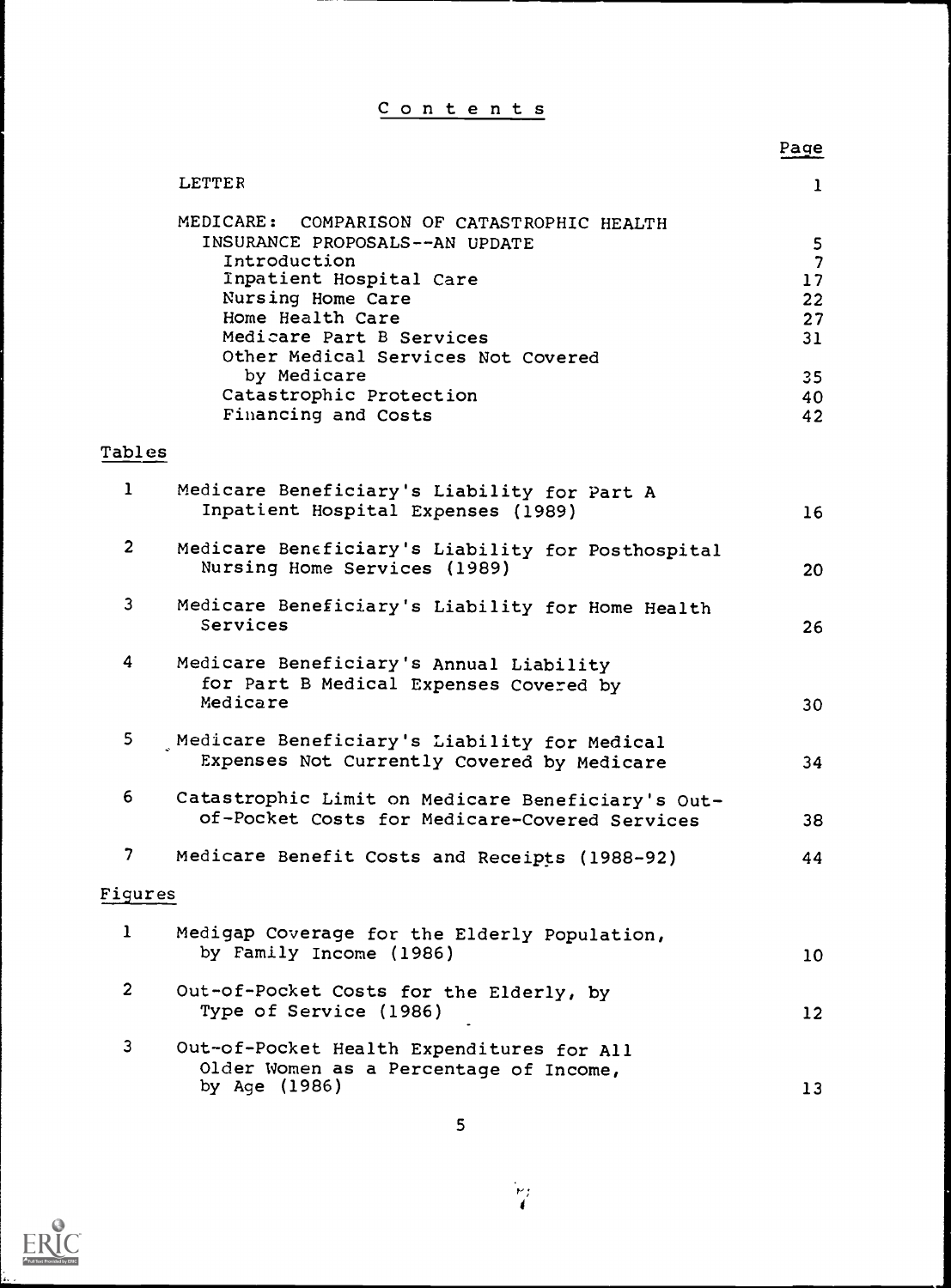# Contents

| | Page |
|---|---|
| LETTER | 1 |
| MEDICARE: COMPARISON OF CATASTROPHIC HEALTH INSURANCE PROPOSALS--AN UPDATE | 5 |
| Introduction | 7 |
| Inpatient Hospital Care | 17 |
| Nursing Home Care | 22 |
| Home Health Care | 27 |
| Medicare Part B Services | 31 |
| Other Medical Services Not Covered by Medicare | 35 |
| Catastrophic Protection | 40 |
| Financing and Costs | 42 |

## Tables

| | | |
|---|---|---|
| 1 | Medicare Beneficiary's Liability for Part A Inpatient Hospital Expenses (1989) | 16 |
| 2 | Medicare Beneficiary's Liability for Posthospital Nursing Home Services (1989) | 20 |
| 3 | Medicare Beneficiary's Liability for Home Health Services | 26 |
| 4 | Medicare Beneficiary's Annual Liability for Part B Medical Expenses Covered by Medicare | 30 |
| 5 | Medicare Beneficiary's Liability for Medical Expenses Not Currently Covered by Medicare | 34 |
| 6 | Catastrophic Limit on Medicare Beneficiary's Out-of-Pocket Costs for Medicare-Covered Services | 38 |
| 7 | Medicare Benefit Costs and Receipts (1988-92) | 44 |

## Figures

| | | |
|---|---|---|
| 1 | Medigap Coverage for the Elderly Population, by Family Income (1986) | 10 |
| 2 | Out-of-Pocket Costs for the Elderly, by Type of Service (1986) | 12 |
| 3 | Out-of-Pocket Health Expenditures for All Older Women as a Percentage of Income, by Age (1986) | 13 |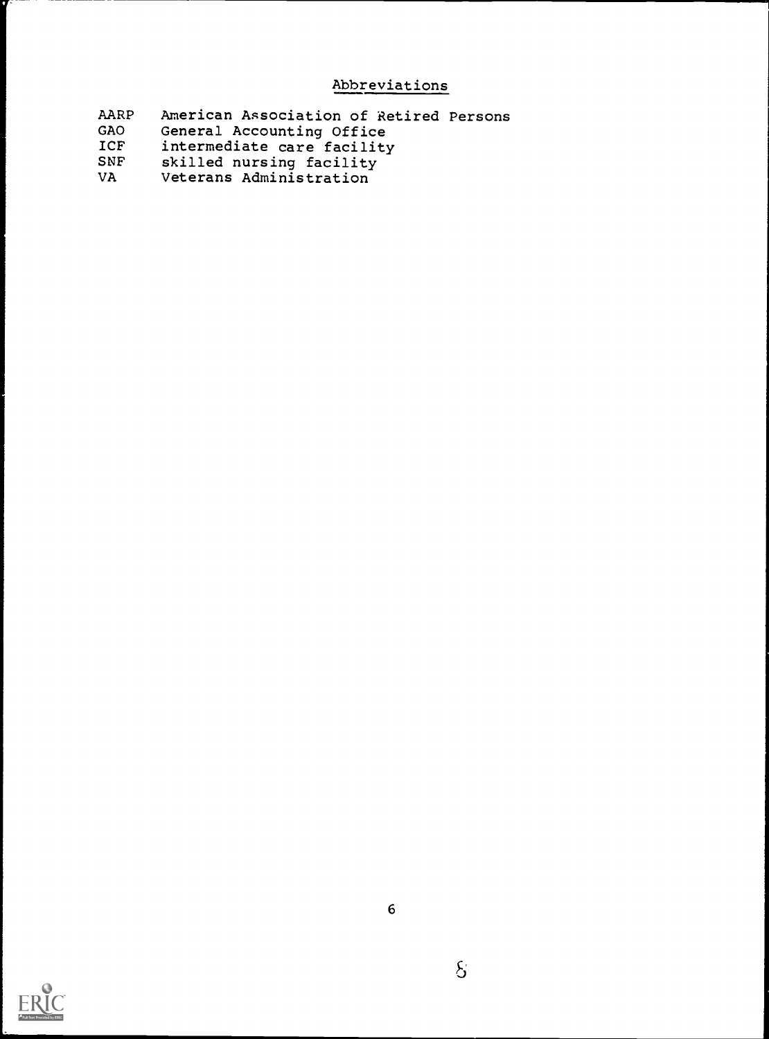## Abbreviations

| | |
|---|---|
| AARP | American Association of Retired Persons |
| GAO | General Accounting Office |
| ICF | intermediate care facility |
| SNF | skilled nursing facility |
| VA | Veterans Administration |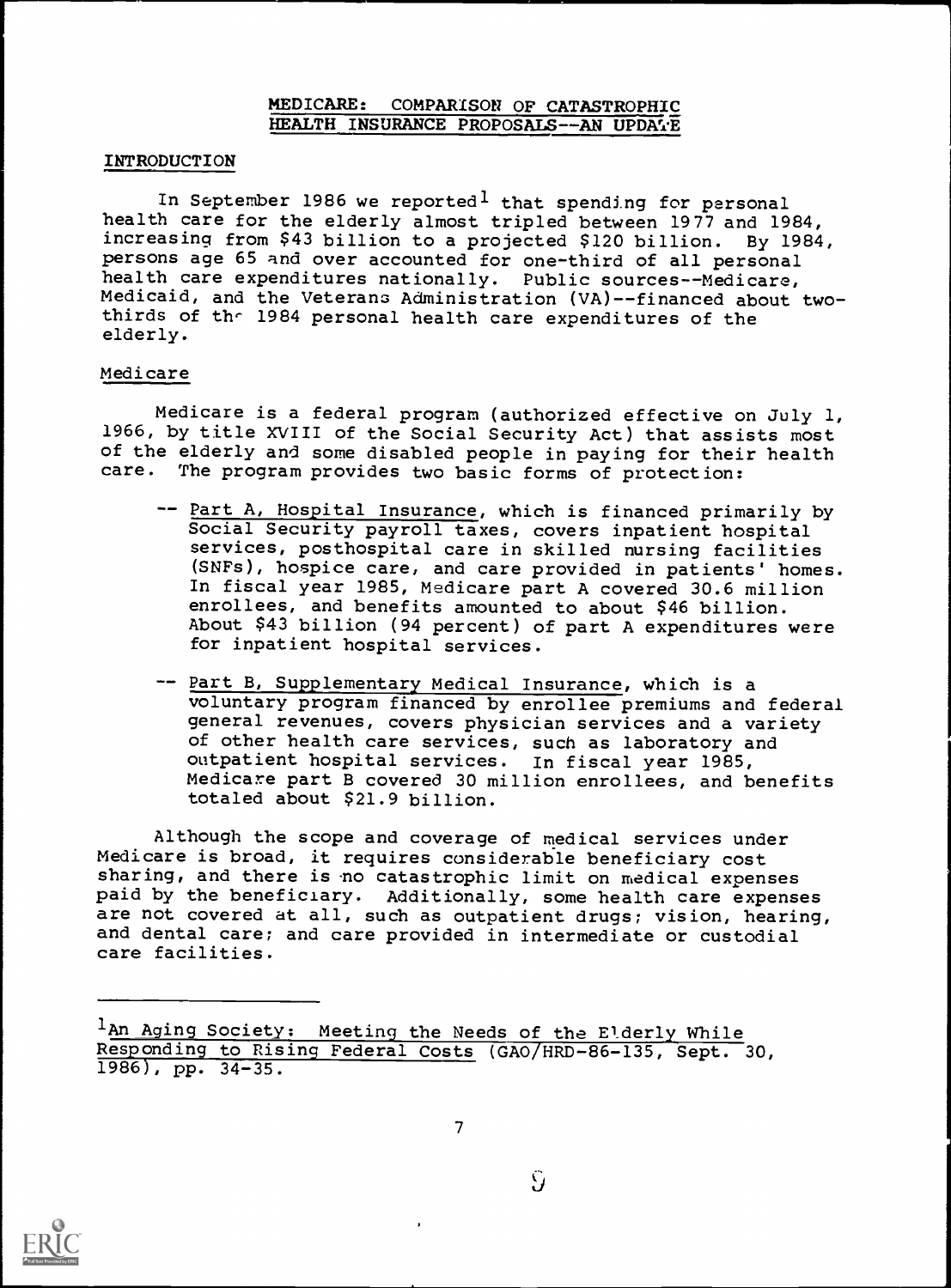## MEDICARE: COMPARISON OF CATASTROPHIC HEALTH INSURANCE PROPOSALS--AN UPDATE

### INTRODUCTION

In September 1986 we reported[1] that spending for personal health care for the elderly almost tripled between 1977 and 1984, increasing from $43 billion to a projected $120 billion. By 1984, persons age 65 and over accounted for one-third of all personal health care expenditures nationally. Public sources--Medicare, Medicaid, and the Veterans Administration (VA)--financed about two-thirds of the 1984 personal health care expenditures of the elderly.

### Medicare

Medicare is a federal program (authorized effective on July 1, 1966, by title XVIII of the Social Security Act) that assists most of the elderly and some disabled people in paying for their health care. The program provides two basic forms of protection:

- -- Part A, Hospital Insurance, which is financed primarily by Social Security payroll taxes, covers inpatient hospital services, posthospital care in skilled nursing facilities (SNFs), hospice care, and care provided in patients' homes. In fiscal year 1985, Medicare part A covered 30.6 million enrollees, and benefits amounted to about $46 billion. About $43 billion (94 percent) of part A expenditures were for inpatient hospital services.
- -- Part B, Supplementary Medical Insurance, which is a voluntary program financed by enrollee premiums and federal general revenues, covers physician services and a variety of other health care services, such as laboratory and outpatient hospital services. In fiscal year 1985, Medicare part B covered 30 million enrollees, and benefits totaled about $21.9 billion.

Although the scope and coverage of medical services under Medicare is broad, it requires considerable beneficiary cost sharing, and there is no catastrophic limit on medical expenses paid by the beneficiary. Additionally, some health care expenses are not covered at all, such as outpatient drugs; vision, hearing, and dental care; and care provided in intermediate or custodial care facilities.

---

[1] An Aging Society: Meeting the Needs of the Elderly While Responding to Rising Federal Costs (GAO/HRD-86-135, Sept. 30, 1986), pp. 34-35.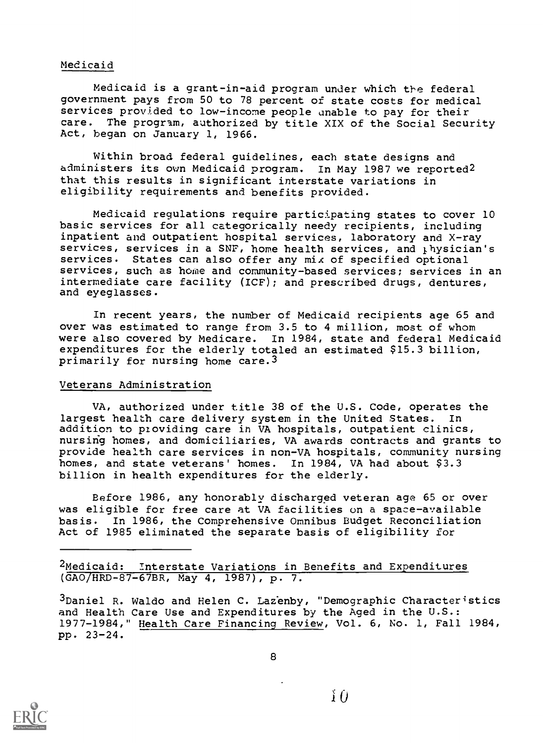Medicaid

Medicaid is a grant-in-aid program under which the federal government pays from 50 to 78 percent of state costs for medical services provided to low-income people unable to pay for their care. The program, authorized by title XIX of the Social Security Act, began on January 1, 1966.

Within broad federal guidelines, each state designs and administers its own Medicaid program. In May 1987 we reported[2] that this results in significant interstate variations in eligibility requirements and benefits provided.

Medicaid regulations require participating states to cover 10 basic services for all categorically needy recipients, including inpatient and outpatient hospital services, laboratory and X-ray services, services in a SNF, home health services, and physician's services. States can also offer any mix of specified optional services, such as home and community-based services; services in an intermediate care facility (ICF); and prescribed drugs, dentures, and eyeglasses.

In recent years, the number of Medicaid recipients age 65 and over was estimated to range from 3.5 to 4 million, most of whom were also covered by Medicare. In 1984, state and federal Medicaid expenditures for the elderly totaled an estimated $15.3 billion, primarily for nursing home care.[3]

Veterans Administration

VA, authorized under title 38 of the U.S. Code, operates the largest health care delivery system in the United States. In addition to providing care in VA hospitals, outpatient clinics, nursing homes, and domiciliaries, VA awards contracts and grants to provide health care services in non-VA hospitals, community nursing homes, and state veterans' homes. In 1984, VA had about $3.3 billion in health expenditures for the elderly.

Before 1986, any honorably discharged veteran age 65 or over was eligible for free care at VA facilities on a space-available basis. In 1986, the Comprehensive Omnibus Budget Reconciliation Act of 1985 eliminated the separate basis of eligibility for

---

[2]Medicaid: Interstate Variations in Benefits and Expenditures (GAO/HRD-87-67BR, May 4, 1987), p. 7.

[3]Daniel R. Waldo and Helen C. Lazenby, "Demographic Characteristics and Health Care Use and Expenditures by the Aged in the U.S.: 1977-1984," Health Care Financing Review, Vol. 6, No. 1, Fall 1984, pp. 23-24.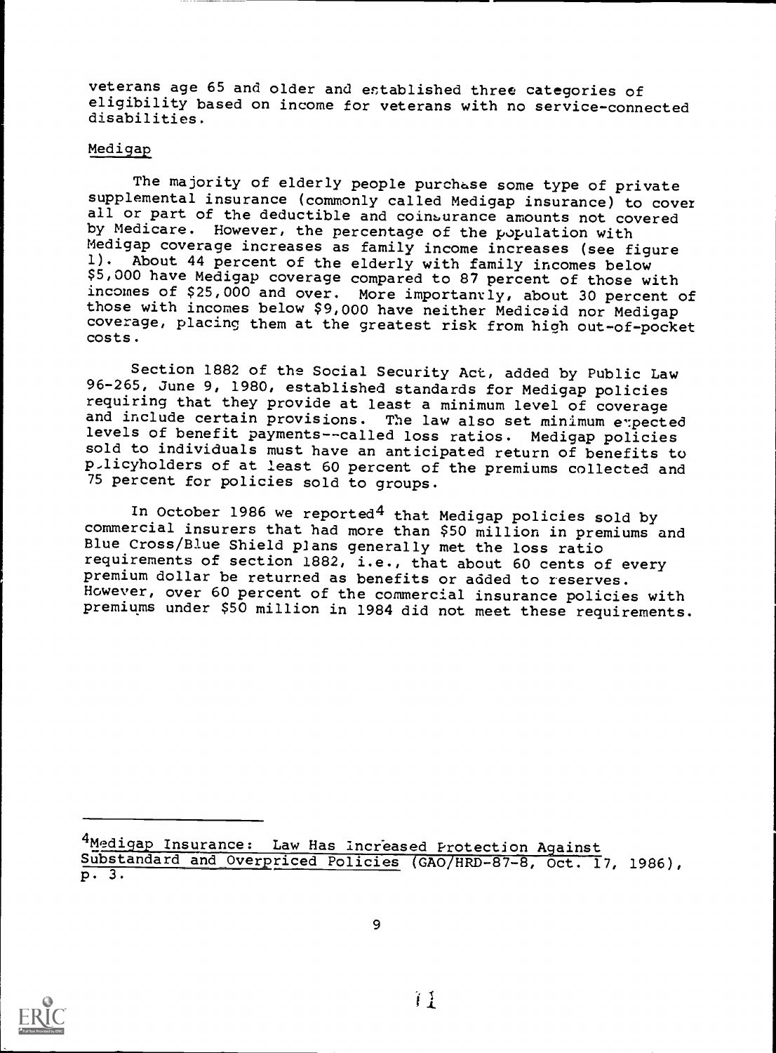veterans age 65 and older and established three categories of eligibility based on income for veterans with no service-connected disabilities.

## Medigap

The majority of elderly people purchase some type of private supplemental insurance (commonly called Medigap insurance) to cover all or part of the deductible and coinsurance amounts not covered by Medicare. However, the percentage of the population with Medigap coverage increases as family income increases (see figure 1). About 44 percent of the elderly with family incomes below $5,000 have Medigap coverage compared to 87 percent of those with incomes of $25,000 and over. More importantly, about 30 percent of those with incomes below $9,000 have neither Medicaid nor Medigap coverage, placing them at the greatest risk from high out-of-pocket costs.

Section 1882 of the Social Security Act, added by Public Law 96-265, June 9, 1980, established standards for Medigap policies requiring that they provide at least a minimum level of coverage and include certain provisions. The law also set minimum expected levels of benefit payments--called loss ratios. Medigap policies sold to individuals must have an anticipated return of benefits to policyholders of at least 60 percent of the premiums collected and 75 percent for policies sold to groups.

In October 1986 we reported[4] that Medigap policies sold by commercial insurers that had more than $50 million in premiums and Blue Cross/Blue Shield plans generally met the loss ratio requirements of section 1882, i.e., that about 60 cents of every premium dollar be returned as benefits or added to reserves. However, over 60 percent of the commercial insurance policies with premiums under $50 million in 1984 did not meet these requirements.

---

[4] Medigap Insurance: Law Has Increased Protection Against Substandard and Overpriced Policies (GAO/HRD-87-8, Oct. 17, 1986), p. 3.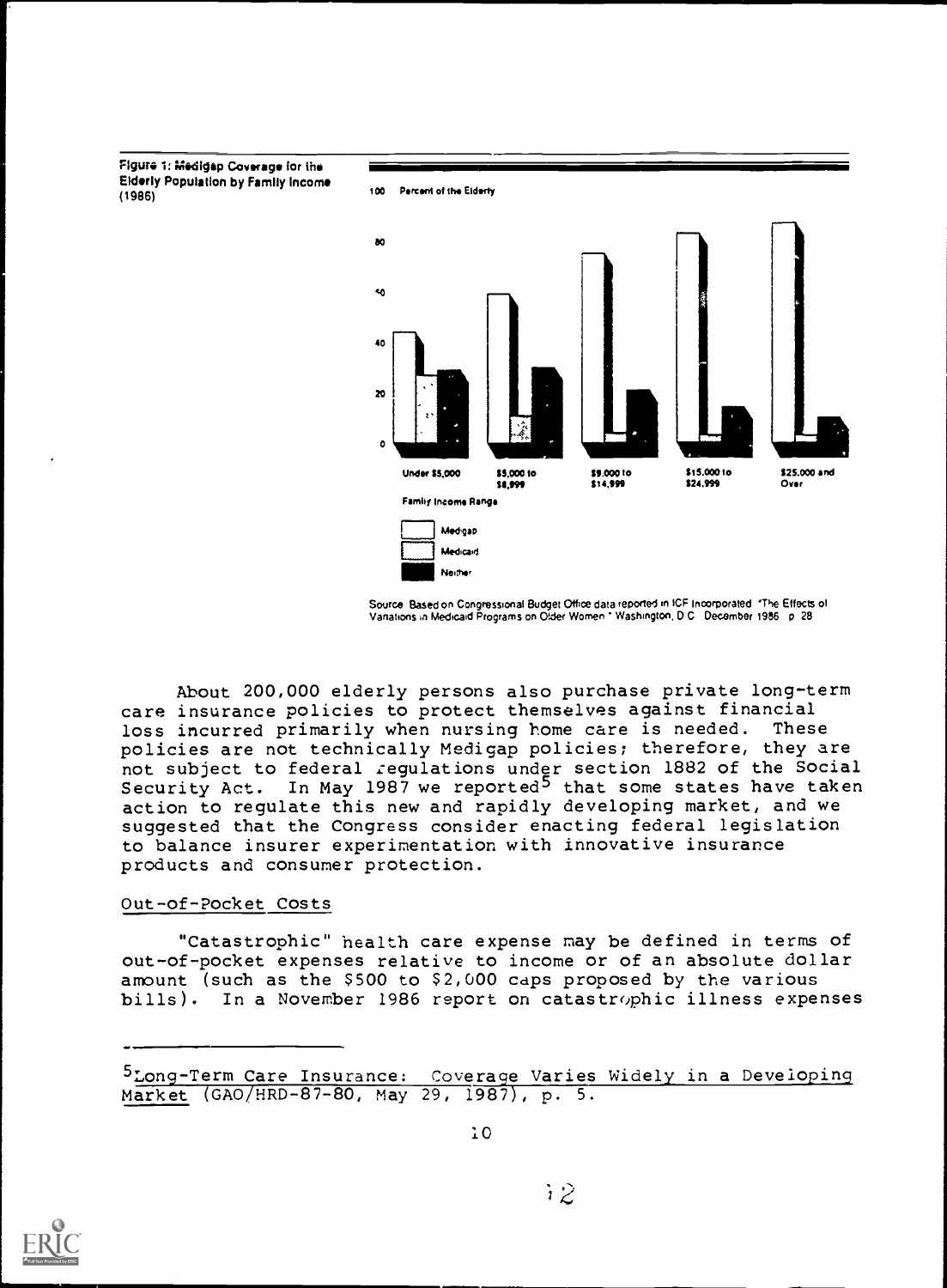Figure 1: Medigap Coverage for the Elderly Population by Family Income (1986)

Source: Based on Congressional Budget Office data reported in ICF Incorporated "The Effects of Variations in Medicaid Programs on Older Women," Washington, D.C. December 1986, p. 28

About 200,000 elderly persons also purchase private long-term care insurance policies to protect themselves against financial loss incurred primarily when nursing home care is needed. These policies are not technically Medigap policies; therefore, they are not subject to federal regulations under section 1882 of the Social Security Act. In May 1987 we reported[5] that some states have taken action to regulate this new and rapidly developing market, and we suggested that the Congress consider enacting federal legislation to balance insurer experimentation with innovative insurance products and consumer protection.

### Out-of-Pocket Costs

"Catastrophic" health care expense may be defined in terms of out-of-pocket expenses relative to income or of an absolute dollar amount (such as the $500 to $2,000 caps proposed by the various bills). In a November 1986 report on catastrophic illness expenses

---

[5] Long-Term Care Insurance: Coverage Varies Widely in a Developing Market (GAO/HRD-87-80, May 29, 1987), p. 5.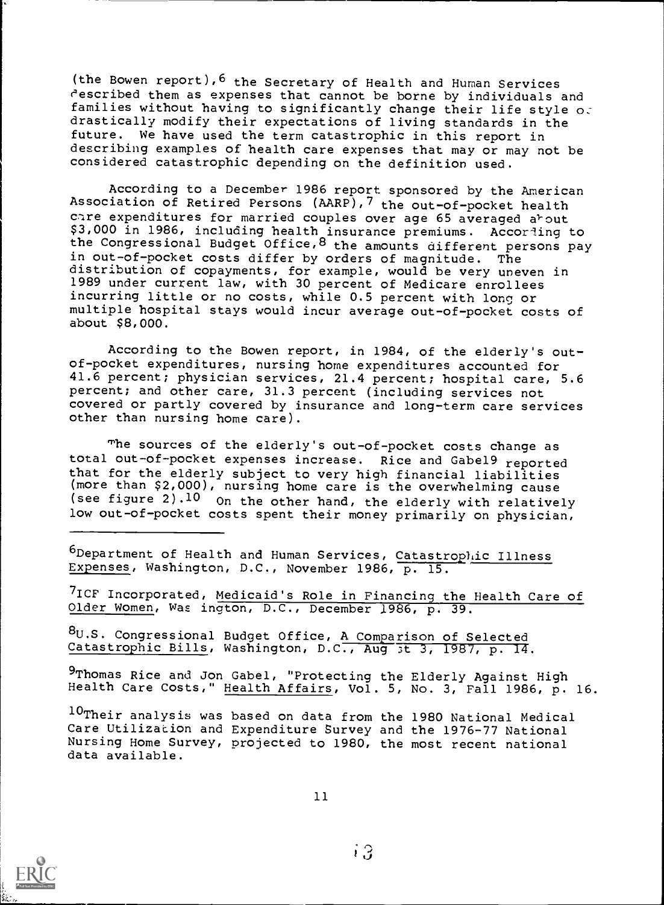(the Bowen report),[6] the Secretary of Health and Human Services described them as expenses that cannot be borne by individuals and families without having to significantly change their life style or drastically modify their expectations of living standards in the future. We have used the term catastrophic in this report in describing examples of health care expenses that may or may not be considered catastrophic depending on the definition used.

According to a December 1986 report sponsored by the American Association of Retired Persons (AARP),[7] the out-of-pocket health care expenditures for married couples over age 65 averaged about $3,000 in 1986, including health insurance premiums. According to the Congressional Budget Office,[8] the amounts different persons pay in out-of-pocket costs differ by orders of magnitude. The distribution of copayments, for example, would be very uneven in 1989 under current law, with 30 percent of Medicare enrollees incurring little or no costs, while 0.5 percent with long or multiple hospital stays would incur average out-of-pocket costs of about $8,000.

According to the Bowen report, in 1984, of the elderly's out-of-pocket expenditures, nursing home expenditures accounted for 41.6 percent; physician services, 21.4 percent; hospital care, 5.6 percent; and other care, 31.3 percent (including services not covered or partly covered by insurance and long-term care services other than nursing home care).

The sources of the elderly's out-of-pocket costs change as total out-of-pocket expenses increase. Rice and Gabel[9] reported that for the elderly subject to very high financial liabilities (more than $2,000), nursing home care is the overwhelming cause (see figure 2).[10] On the other hand, the elderly with relatively low out-of-pocket costs spent their money primarily on physician,

---

[6]Department of Health and Human Services, Catastrophic Illness Expenses, Washington, D.C., November 1986, p. 15.

[7]ICF Incorporated, Medicaid's Role in Financing the Health Care of Older Women, Washington, D.C., December 1986, p. 39.

[8]U.S. Congressional Budget Office, A Comparison of Selected Catastrophic Bills, Washington, D.C., August 3, 1987, p. 14.

[9]Thomas Rice and Jon Gabel, "Protecting the Elderly Against High Health Care Costs," Health Affairs, Vol. 5, No. 3, Fall 1986, p. 16.

[10]Their analysis was based on data from the 1980 National Medical Care Utilization and Expenditure Survey and the 1976-77 National Nursing Home Survey, projected to 1980, the most recent national data available.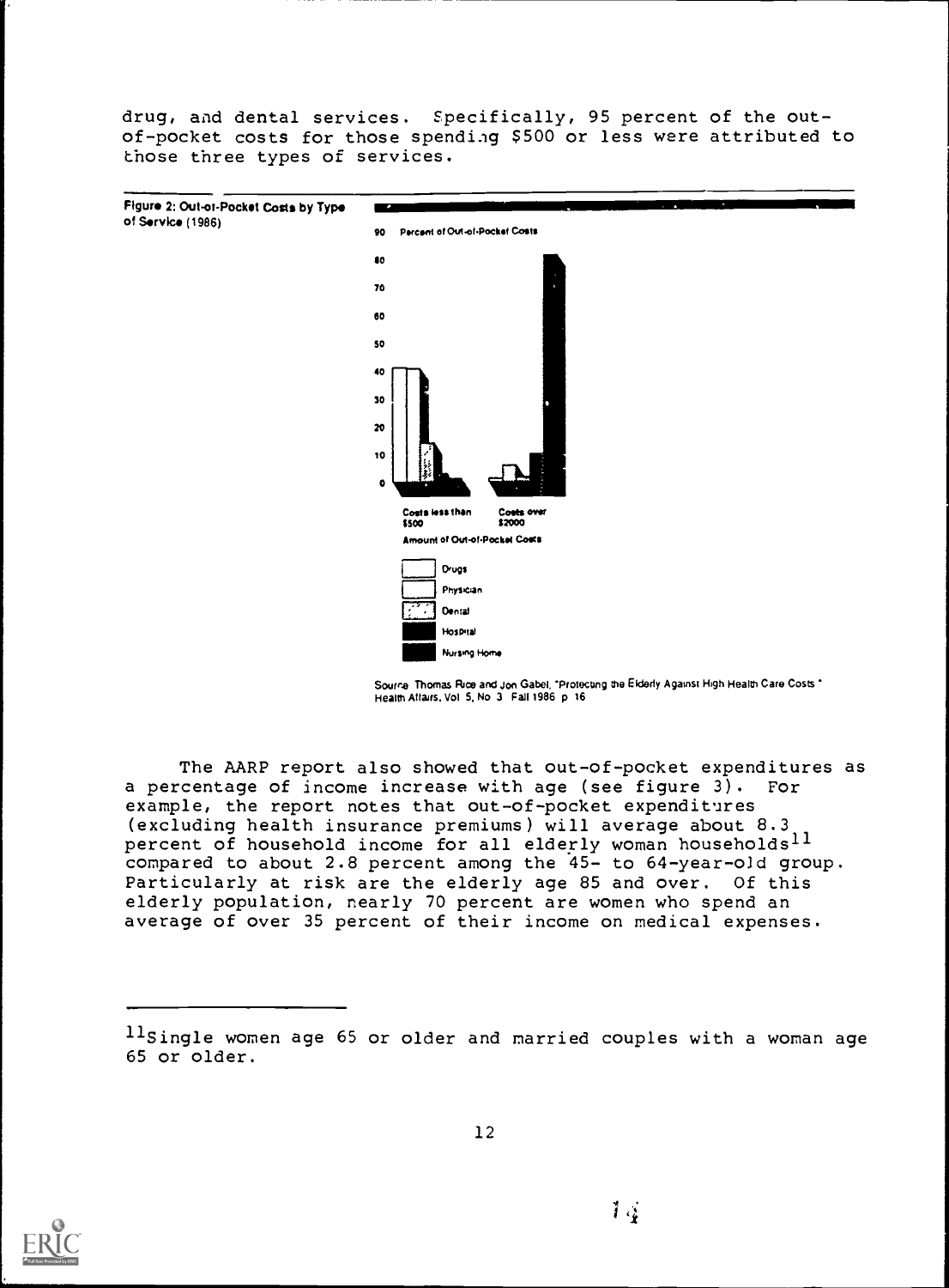drug, and dental services. Specifically, 95 percent of the out-of-pocket costs for those spending $500 or less were attributed to those three types of services.

Figure 2: Out-of-Pocket Costs by Type of Service (1986)

Percent of Out-of-Pocket Costs

Amount of Out-of-Pocket Costs: Costs less than $500; Costs over $2000

Drugs; Physician; Dental; Hospital; Nursing Home

Source: Thomas Rice and Jon Gabel, "Protecting the Elderly Against High Health Care Costs," Health Affairs, Vol. 5, No. 3, Fall 1986, p. 16

The AARP report also showed that out-of-pocket expenditures as a percentage of income increase with age (see figure 3). For example, the report notes that out-of-pocket expenditures (excluding health insurance premiums) will average about 8.3 percent of household income for all elderly woman households[11] compared to about 2.8 percent among the 45- to 64-year-old group. Particularly at risk are the elderly age 85 and over. Of this elderly population, nearly 70 percent are women who spend an average of over 35 percent of their income on medical expenses.

---

[11] Single women age 65 or older and married couples with a woman age 65 or older.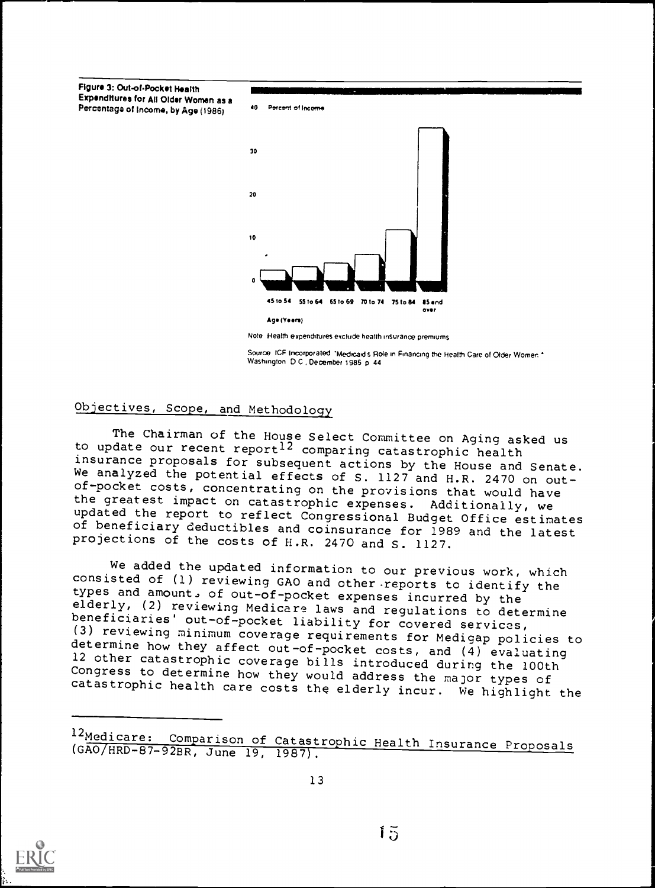Figure 3: Out-of-Pocket Health Expenditures for All Older Women as a Percentage of Income, by Age (1986)

40 Percent of Income

30

20

10

0

45 to 54 55 to 64 65 to 69 70 to 74 75 to 84 85 and over

Age (Years)

Note Health expenditures exclude health insurance premiums

Source ICF Incorporated "Medicaid's Role in Financing the Health Care of Older Women," Washington D.C., December 1985 p 44

## Objectives, Scope, and Methodology

The Chairman of the House Select Committee on Aging asked us to update our recent report[12] comparing catastrophic health insurance proposals for subsequent actions by the House and Senate. We analyzed the potential effects of S. 1127 and H.R. 2470 on out-of-pocket costs, concentrating on the provisions that would have the greatest impact on catastrophic expenses. Additionally, we updated the report to reflect Congressional Budget Office estimates of beneficiary deductibles and coinsurance for 1989 and the latest projections of the costs of H.R. 2470 and S. 1127.

We added the updated information to our previous work, which consisted of (1) reviewing GAO and other reports to identify the types and amounts of out-of-pocket expenses incurred by the elderly, (2) reviewing Medicare laws and regulations to determine beneficiaries' out-of-pocket liability for covered services, (3) reviewing minimum coverage requirements for Medigap policies to determine how they affect out-of-pocket costs, and (4) evaluating 12 other catastrophic coverage bills introduced during the 100th Congress to determine how they would address the major types of catastrophic health care costs the elderly incur. We highlight the

---

[12]Medicare: Comparison of Catastrophic Health Insurance Proposals (GAO/HRD-87-92BR, June 19, 1987).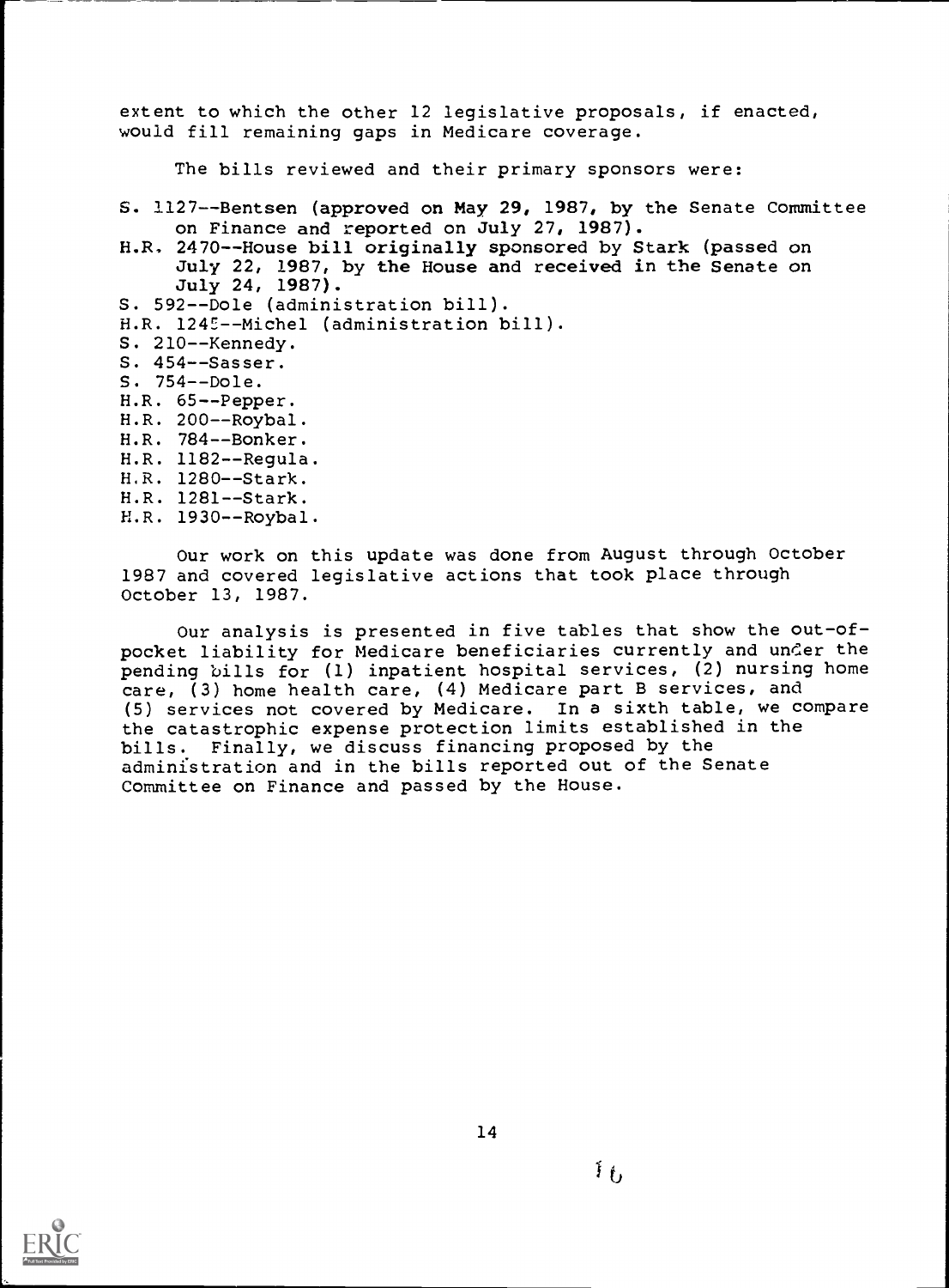extent to which the other 12 legislative proposals, if enacted, would fill remaining gaps in Medicare coverage.

The bills reviewed and their primary sponsors were:

S. 1127--Bentsen (approved on May 29, 1987, by the Senate Committee on Finance and reported on July 27, 1987).
H.R. 2470--House bill originally sponsored by Stark (passed on July 22, 1987, by the House and received in the Senate on July 24, 1987).
S. 592--Dole (administration bill).
H.R. 1245--Michel (administration bill).
S. 210--Kennedy.
S. 454--Sasser.
S. 754--Dole.
H.R. 65--Pepper.
H.R. 200--Roybal.
H.R. 784--Bonker.
H.R. 1182--Regula.
H.R. 1280--Stark.
H.R. 1281--Stark.
H.R. 1930--Roybal.

Our work on this update was done from August through October 1987 and covered legislative actions that took place through October 13, 1987.

Our analysis is presented in five tables that show the out-of-pocket liability for Medicare beneficiaries currently and under the pending bills for (1) inpatient hospital services, (2) nursing home care, (3) home health care, (4) Medicare part B services, and (5) services not covered by Medicare. In a sixth table, we compare the catastrophic expense protection limits established in the bills. Finally, we discuss financing proposed by the administration and in the bills reported out of the Senate Committee on Finance and passed by the House.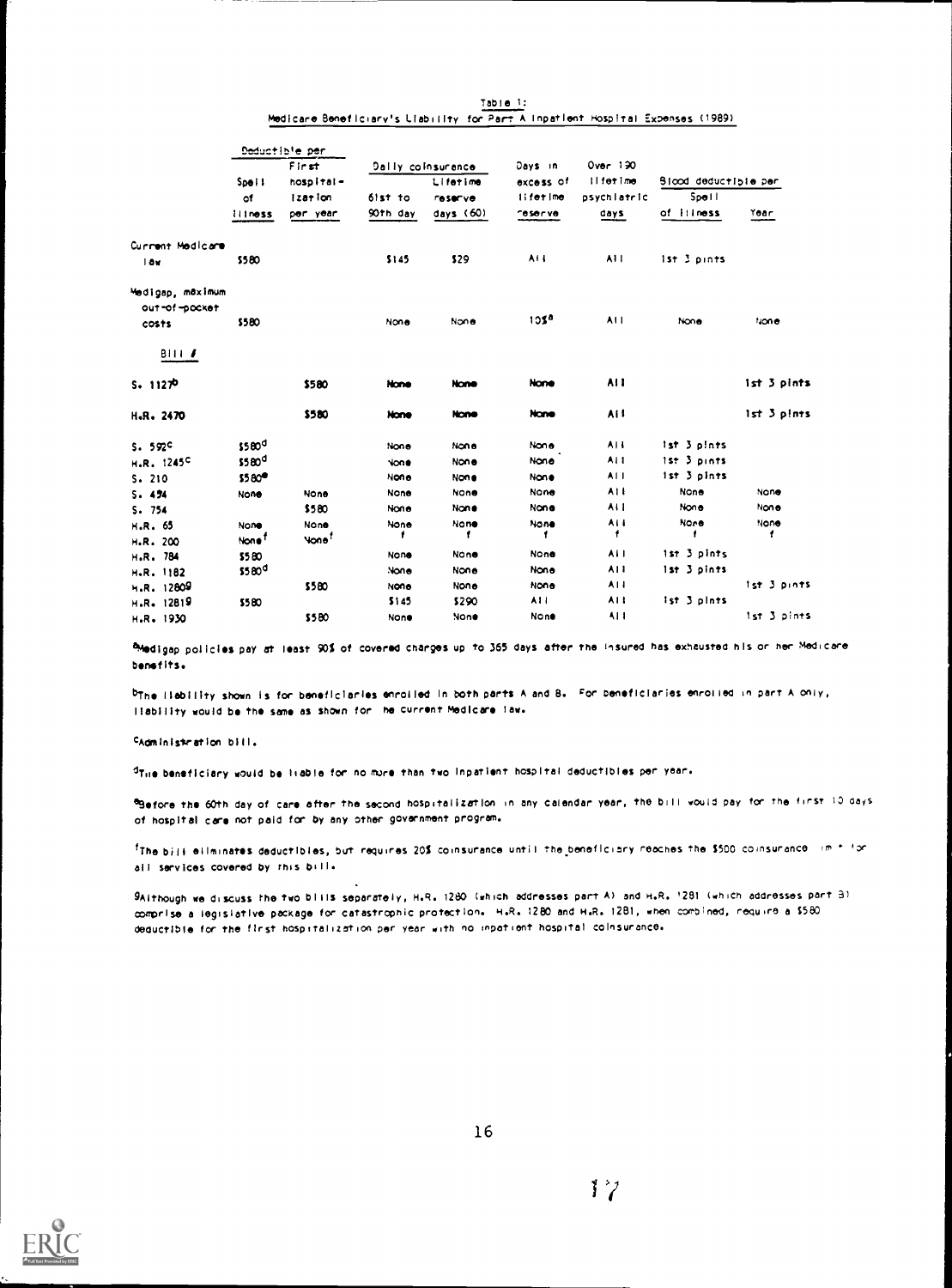Table 1:
Medicare Beneficiary's Liability for Part A Inpatient Hospital Expenses (1989)

| | Deductible per | | Daily coinsurance | | Days in excess of lifetime reserve | Over 190 lifetime psychiatric days | Blood deductible per | |
|---|---|---|---|---|---|---|---|---|
| | Spell of illness | First hospital-ization per year | 61st to 90th day | Lifetime reserve days (60) | | | Spell of illness | Year |
| Current Medicare law | $580 | | $145 | $29 | All | All | 1st 3 pints | |
| Medigap, maximum out-of-pocket costs | $580 | | None | None | 10%[a] | All | None | None |
| Bill # | | | | | | | | |
| S. 1127[b] | | $580 | None | None | None | All | | 1st 3 pints |
| H.R. 2470 | | $580 | None | None | None | All | | 1st 3 pints |
| S. 592[c] | $580[d] | | None | None | None | All | 1st 3 pints | |
| H.R. 1245[c] | $580[d] | | None | None | None | All | 1st 3 pints | |
| S. 210 | $580[e] | | None | None | None | All | 1st 3 pints | |
| S. 454 | None | None | None | None | None | All | None | None |
| S. 754 | | $580 | None | None | None | All | None | None |
| H.R. 65 | None | None | None | None | None | All | None | None |
| H.R. 200 | None[f] | None[f] | f | f | f | f | f | f |
| H.R. 784 | $580 | | None | None | None | All | 1st 3 pints | |
| H.R. 1182 | $580[d] | | None | None | None | All | 1st 3 pints | |
| H.R. 1280[g] | | $580 | None | None | None | All | | 1st 3 pints |
| H.R. 1281[g] | $580 | | $145 | $290 | All | All | 1st 3 pints | |
| H.R. 1930 | | $580 | None | None | None | All | | 1st 3 pints |

[a]Medigap policies pay at least 90% of covered charges up to 365 days after the insured has exhausted his or her Medicare benefits.

[b]The liability shown is for beneficiaries enrolled in both parts A and B. For beneficiaries enrolled in part A only, liability would be the same as shown for the current Medicare law.

[c]Administration bill.

[d]The beneficiary would be liable for no more than two inpatient hospital deductibles per year.

[e]Before the 60th day of care after the second hospitalization in any calendar year, the bill would pay for the first 10 days of hospital care not paid for by any other government program.

[f]The bill eliminates deductibles, but requires 20% coinsurance until the beneficiary reaches the $500 coinsurance limit for all services covered by this bill.

[g]Although we discuss the two bills separately, H.R. 1280 (which addresses part A) and H.R. 1281 (which addresses part B) comprise a legislative package for catastrophic protection. H.R. 1280 and H.R. 1281, when combined, require a $580 deductible for the first hospitalization per year with no inpatient hospital coinsurance.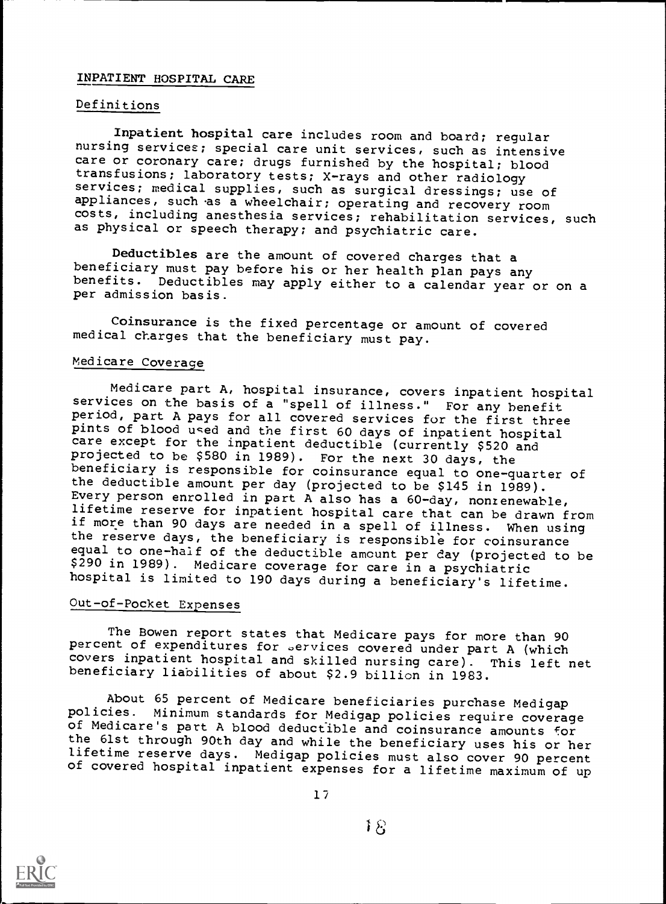## INPATIENT HOSPITAL CARE

### Definitions

**Inpatient hospital care** includes room and board; regular nursing services; special care unit services, such as intensive care or coronary care; drugs furnished by the hospital; blood transfusions; laboratory tests; X-rays and other radiology services; medical supplies, such as surgical dressings; use of appliances, such as a wheelchair; operating and recovery room costs, including anesthesia services; rehabilitation services, such as physical or speech therapy; and psychiatric care.

**Deductibles** are the amount of covered charges that a beneficiary must pay before his or her health plan pays any benefits. Deductibles may apply either to a calendar year or on a per admission basis.

**Coinsurance** is the fixed percentage or amount of covered medical charges that the beneficiary must pay.

### Medicare Coverage

Medicare part A, hospital insurance, covers inpatient hospital services on the basis of a "spell of illness." For any benefit period, part A pays for all covered services for the first three pints of blood used and the first 60 days of inpatient hospital care except for the inpatient deductible (currently $520 and projected to be $580 in 1989). For the next 30 days, the beneficiary is responsible for coinsurance equal to one-quarter of the deductible amount per day (projected to be $145 in 1989). Every person enrolled in part A also has a 60-day, nonrenewable, lifetime reserve for inpatient hospital care that can be drawn from if more than 90 days are needed in a spell of illness. When using the reserve days, the beneficiary is responsible for coinsurance equal to one-half of the deductible amount per day (projected to be $290 in 1989). Medicare coverage for care in a psychiatric hospital is limited to 190 days during a beneficiary's lifetime.

### Out-of-Pocket Expenses

The Bowen report states that Medicare pays for more than 90 percent of expenditures for services covered under part A (which covers inpatient hospital and skilled nursing care). This left net beneficiary liabilities of about $2.9 billion in 1983.

About 65 percent of Medicare beneficiaries purchase Medigap policies. Minimum standards for Medigap policies require coverage of Medicare's part A blood deductible and coinsurance amounts for the 61st through 90th day and while the beneficiary uses his or her lifetime reserve days. Medigap policies must also cover 90 percent of covered hospital inpatient expenses for a lifetime maximum of up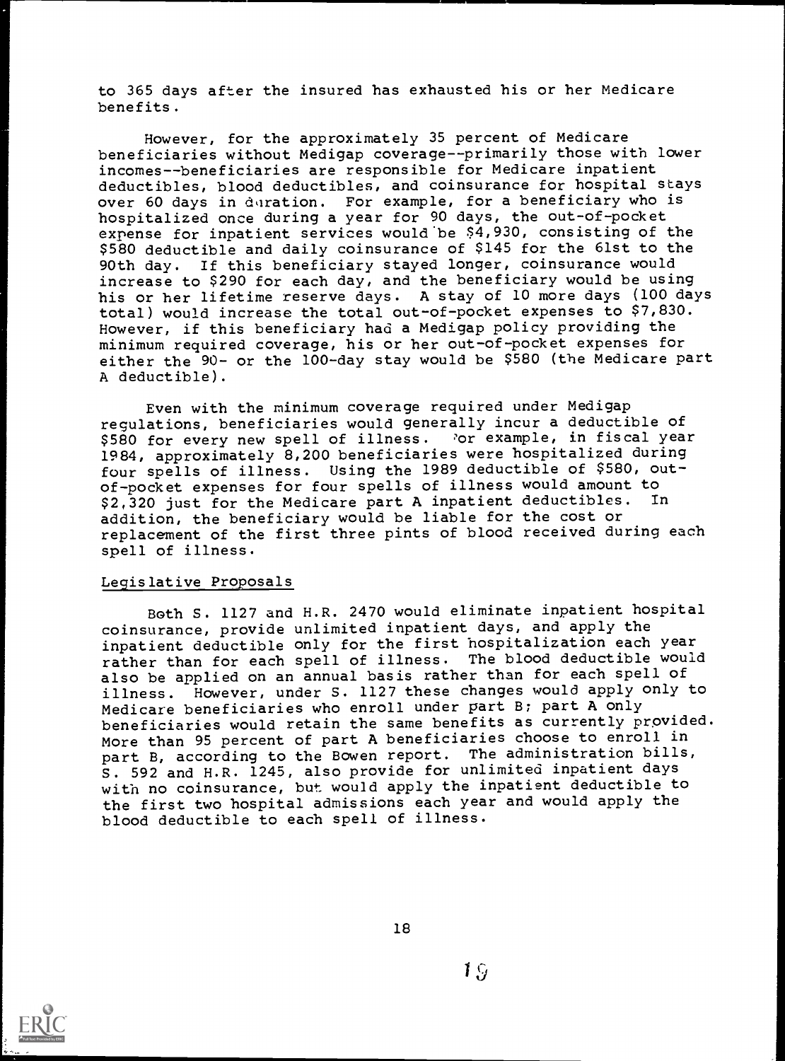to 365 days after the insured has exhausted his or her Medicare benefits.

However, for the approximately 35 percent of Medicare beneficiaries without Medigap coverage--primarily those with lower incomes--beneficiaries are responsible for Medicare inpatient deductibles, blood deductibles, and coinsurance for hospital stays over 60 days in duration. For example, for a beneficiary who is hospitalized once during a year for 90 days, the out-of-pocket expense for inpatient services would be $4,930, consisting of the $580 deductible and daily coinsurance of $145 for the 61st to the 90th day. If this beneficiary stayed longer, coinsurance would increase to $290 for each day, and the beneficiary would be using his or her lifetime reserve days. A stay of 10 more days (100 days total) would increase the total out-of-pocket expenses to $7,830. However, if this beneficiary had a Medigap policy providing the minimum required coverage, his or her out-of-pocket expenses for either the 90- or the 100-day stay would be $580 (the Medicare part A deductible).

Even with the minimum coverage required under Medigap regulations, beneficiaries would generally incur a deductible of $580 for every new spell of illness. For example, in fiscal year 1984, approximately 8,200 beneficiaries were hospitalized during four spells of illness. Using the 1989 deductible of $580, out-of-pocket expenses for four spells of illness would amount to $2,320 just for the Medicare part A inpatient deductibles. In addition, the beneficiary would be liable for the cost or replacement of the first three pints of blood received during each spell of illness.

### Legislative Proposals

Both S. 1127 and H.R. 2470 would eliminate inpatient hospital coinsurance, provide unlimited inpatient days, and apply the inpatient deductible only for the first hospitalization each year rather than for each spell of illness. The blood deductible would also be applied on an annual basis rather than for each spell of illness. However, under S. 1127 these changes would apply only to Medicare beneficiaries who enroll under part B; part A only beneficiaries would retain the same benefits as currently provided. More than 95 percent of part A beneficiaries choose to enroll in part B, according to the Bowen report. The administration bills, S. 592 and H.R. 1245, also provide for unlimited inpatient days with no coinsurance, but would apply the inpatient deductible to the first two hospital admissions each year and would apply the blood deductible to each spell of illness.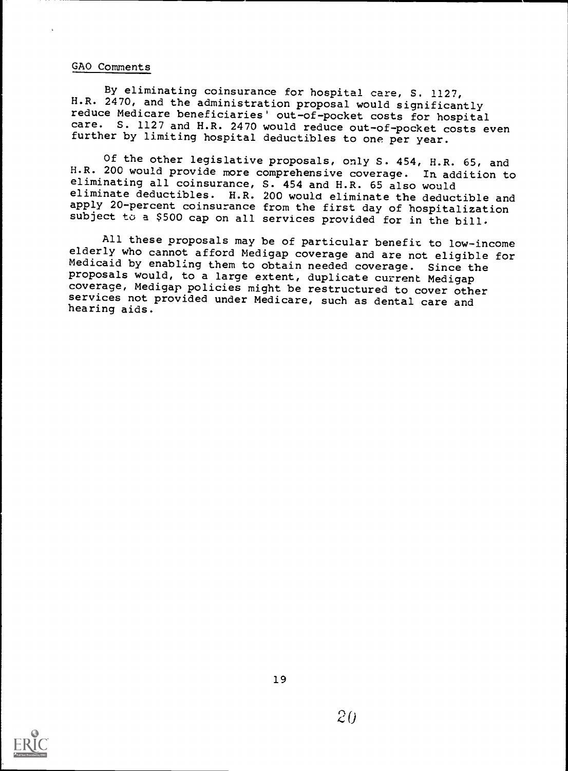GAO Comments

By eliminating coinsurance for hospital care, S. 1127, H.R. 2470, and the administration proposal would significantly reduce Medicare beneficiaries' out-of-pocket costs for hospital care. S. 1127 and H.R. 2470 would reduce out-of-pocket costs even further by limiting hospital deductibles to one per year.

Of the other legislative proposals, only S. 454, H.R. 65, and H.R. 200 would provide more comprehensive coverage. In addition to eliminating all coinsurance, S. 454 and H.R. 65 also would eliminate deductibles. H.R. 200 would eliminate the deductible and apply 20-percent coinsurance from the first day of hospitalization subject to a $500 cap on all services provided for in the bill.

All these proposals may be of particular benefit to low-income elderly who cannot afford Medigap coverage and are not eligible for Medicaid by enabling them to obtain needed coverage. Since the proposals would, to a large extent, duplicate current Medigap coverage, Medigap policies might be restructured to cover other services not provided under Medicare, such as dental care and hearing aids.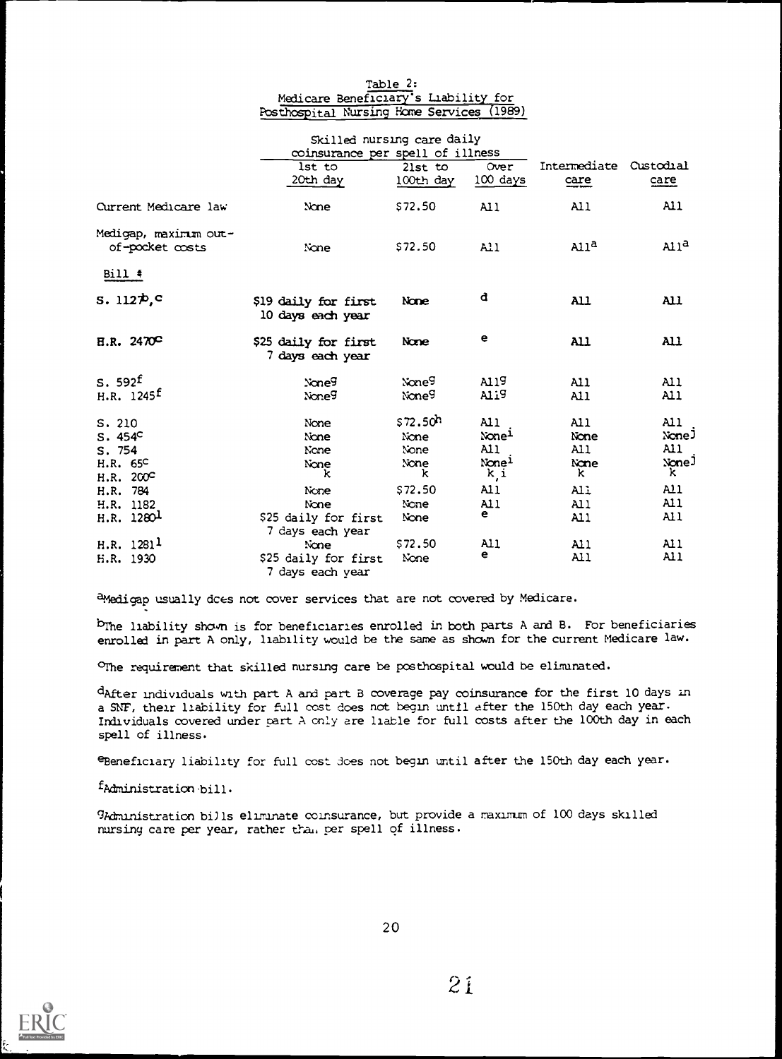Table 2:
Medicare Beneficiary's Liability for
Posthospital Nursing Home Services (1989)

| | Skilled nursing care daily coinsurance per spell of illness | | | | |
|---|---|---|---|---|---|
| | 1st to 20th day | 21st to 100th day | Over 100 days | Intermediate care | Custodial care |
| Current Medicare law | None | $72.50 | All | All | All |
| Medigap, maximum out-of-pocket costs | None | $72.50 | All | All[a] | All[a] |
| Bill # | | | | | |
| S. 1127[b,c] | $19 daily for first 10 days each year | None | [d] | All | All |
| H.R. 2470[c] | $25 daily for first 7 days each year | None | [e] | All | All |
| S. 592[f] | None[g] | None[g] | All[g] | All | All |
| H.R. 1245[f] | None[g] | None[g] | All[g] | All | All |
| S. 210 | None | $72.50[h] | All | All | All |
| S. 454[c] | None | None | None[i] | None | None[j] |
| S. 754 | None | None | All | All | All |
| H.R. 65[c] | None | None | None[i] | None | None[j] |
| H.R. 200[c] | [k] | [k] | [k,i] | [k] | [k] |
| H.R. 784 | None | $72.50 | All | All | All |
| H.R. 1182 | None | None | All | All | All |
| H.R. 1280[l] | $25 daily for first 7 days each year | None | [e] | All | All |
| H.R. 1281[l] | None | $72.50 | All | All | All |
| H.R. 1930 | $25 daily for first 7 days each year | None | [e] | All | All |

[a]Medigap usually does not cover services that are not covered by Medicare.

[b]The liability shown is for beneficiaries enrolled in both parts A and B. For beneficiaries enrolled in part A only, liability would be the same as shown for the current Medicare law.

[c]The requirement that skilled nursing care be posthospital would be eliminated.

[d]After individuals with part A and part B coverage pay coinsurance for the first 10 days in a SNF, their liability for full cost does not begin until after the 150th day each year. Individuals covered under part A only are liable for full costs after the 100th day in each spell of illness.

[e]Beneficiary liability for full cost does not begin until after the 150th day each year.

[f]Administration bill.

[g]Administration bills eliminate coinsurance, but provide a maximum of 100 days skilled nursing care per year, rather than per spell of illness.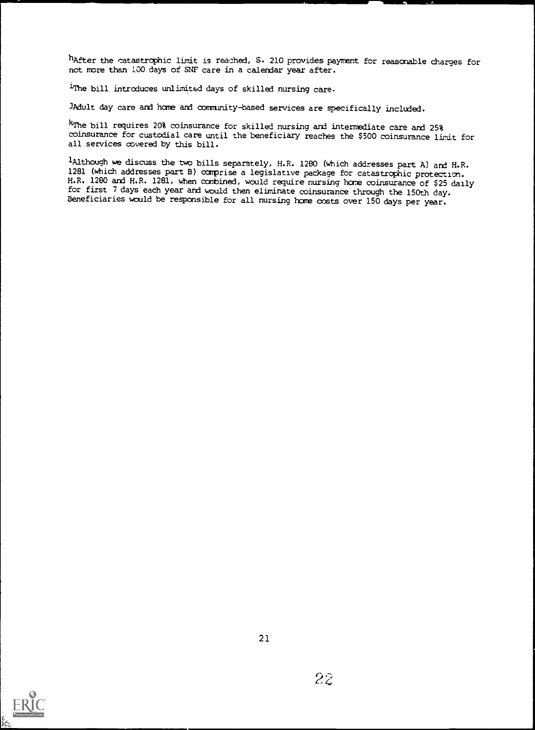[h]After the catastrophic limit is reached, S. 210 provides payment for reasonable charges for not more than 100 days of SNF care in a calendar year after.

[i]The bill introduces unlimited days of skilled nursing care.

[j]Adult day care and home and community-based services are specifically included.

[k]The bill requires 20% coinsurance for skilled nursing and intermediate care and 25% coinsurance for custodial care until the beneficiary reaches the $500 coinsurance limit for all services covered by this bill.

[l]Although we discuss the two bills separately, H.R. 1280 (which addresses part A) and H.R. 1281 (which addresses part B) comprise a legislative package for catastrophic protection. H.R. 1280 and H.R. 1281, when combined, would require nursing home coinsurance of $25 daily for first 7 days each year and would then eliminate coinsurance through the 150th day. Beneficiaries would be responsible for all nursing home costs over 150 days per year.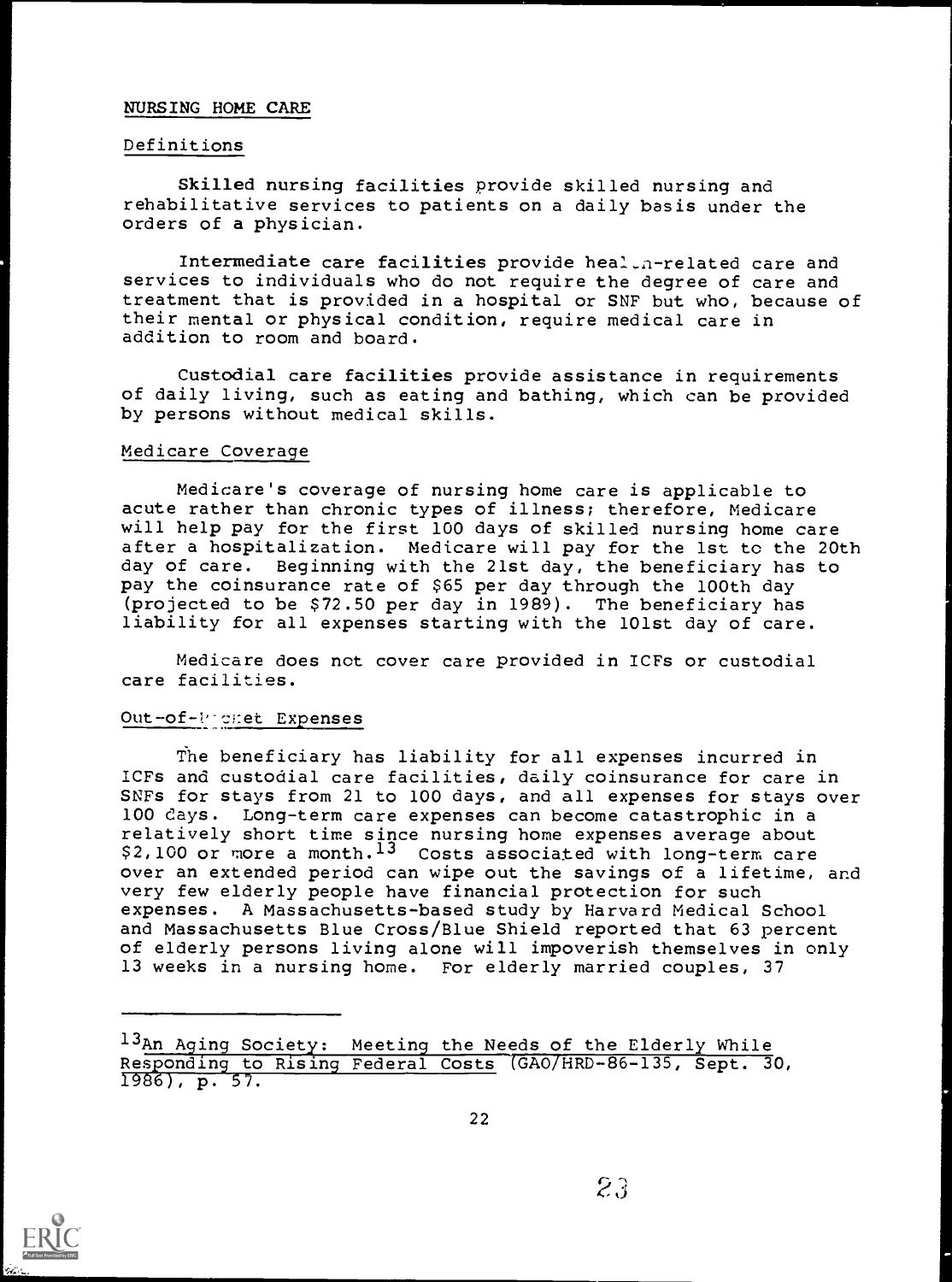## NURSING HOME CARE

### Definitions

**Skilled nursing facilities** provide skilled nursing and rehabilitative services to patients on a daily basis under the orders of a physician.

**Intermediate care facilities** provide health-related care and services to individuals who do not require the degree of care and treatment that is provided in a hospital or SNF but who, because of their mental or physical condition, require medical care in addition to room and board.

**Custodial care facilities** provide assistance in requirements of daily living, such as eating and bathing, which can be provided by persons without medical skills.

### Medicare Coverage

Medicare's coverage of nursing home care is applicable to acute rather than chronic types of illness; therefore, Medicare will help pay for the first 100 days of skilled nursing home care after a hospitalization. Medicare will pay for the 1st to the 20th day of care. Beginning with the 21st day, the beneficiary has to pay the coinsurance rate of $65 per day through the 100th day (projected to be $72.50 per day in 1989). The beneficiary has liability for all expenses starting with the 101st day of care.

Medicare does not cover care provided in ICFs or custodial care facilities.

### Out-of-Pocket Expenses

The beneficiary has liability for all expenses incurred in ICFs and custodial care facilities, daily coinsurance for care in SNFs for stays from 21 to 100 days, and all expenses for stays over 100 days. Long-term care expenses can become catastrophic in a relatively short time since nursing home expenses average about $2,100 or more a month.[13] Costs associated with long-term care over an extended period can wipe out the savings of a lifetime, and very few elderly people have financial protection for such expenses. A Massachusetts-based study by Harvard Medical School and Massachusetts Blue Cross/Blue Shield reported that 63 percent of elderly persons living alone will impoverish themselves in only 13 weeks in a nursing home. For elderly married couples, 37

---

[13] An Aging Society: Meeting the Needs of the Elderly While Responding to Rising Federal Costs (GAO/HRD-86-135, Sept. 30, 1986), p. 57.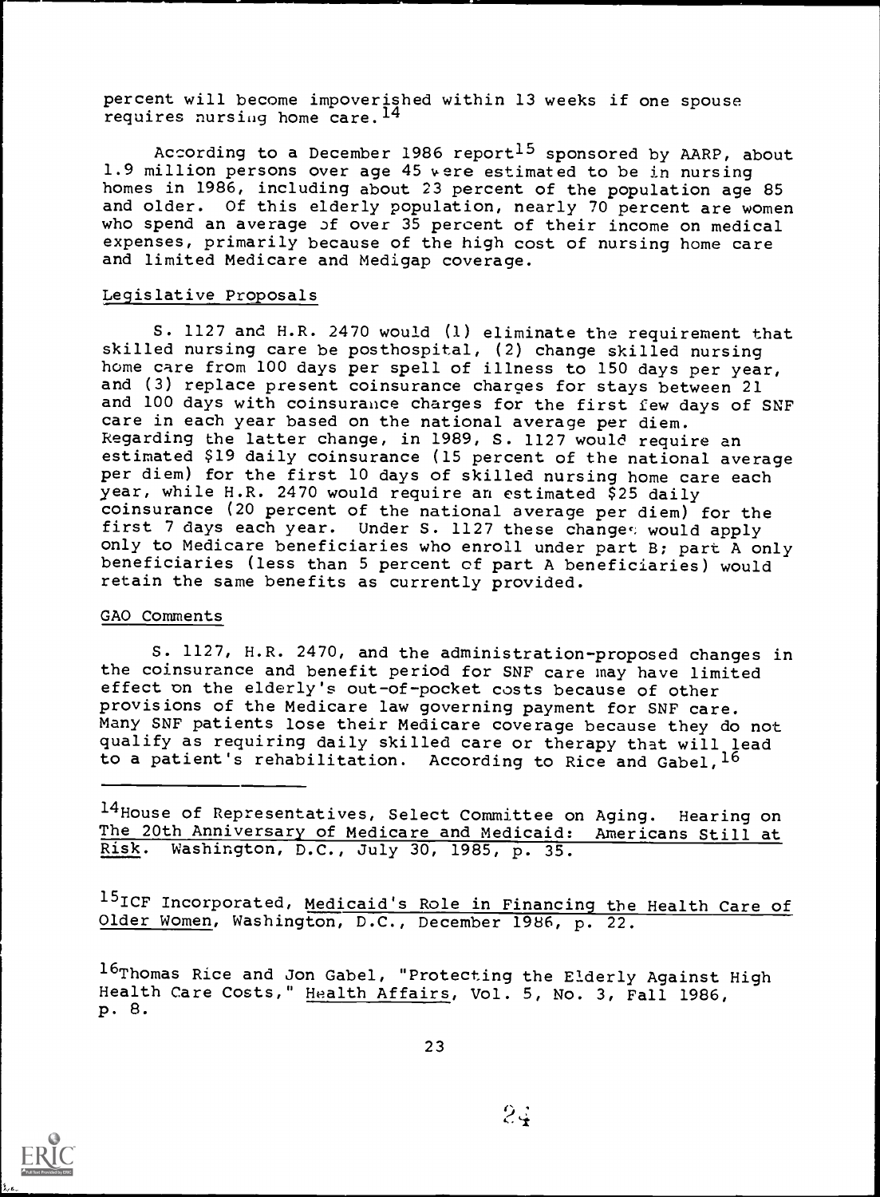percent will become impoverished within 13 weeks if one spouse requires nursing home care.[14]

According to a December 1986 report[15] sponsored by AARP, about 1.9 million persons over age 45 were estimated to be in nursing homes in 1986, including about 23 percent of the population age 85 and older. Of this elderly population, nearly 70 percent are women who spend an average of over 35 percent of their income on medical expenses, primarily because of the high cost of nursing home care and limited Medicare and Medigap coverage.

## Legislative Proposals

S. 1127 and H.R. 2470 would (1) eliminate the requirement that skilled nursing care be posthospital, (2) change skilled nursing home care from 100 days per spell of illness to 150 days per year, and (3) replace present coinsurance charges for stays between 21 and 100 days with coinsurance charges for the first few days of SNF care in each year based on the national average per diem. Regarding the latter change, in 1989, S. 1127 would require an estimated $19 daily coinsurance (15 percent of the national average per diem) for the first 10 days of skilled nursing home care each year, while H.R. 2470 would require an estimated $25 daily coinsurance (20 percent of the national average per diem) for the first 7 days each year. Under S. 1127 these changes would apply only to Medicare beneficiaries who enroll under part B; part A only beneficiaries (less than 5 percent of part A beneficiaries) would retain the same benefits as currently provided.

## GAO Comments

S. 1127, H.R. 2470, and the administration-proposed changes in the coinsurance and benefit period for SNF care may have limited effect on the elderly's out-of-pocket costs because of other provisions of the Medicare law governing payment for SNF care. Many SNF patients lose their Medicare coverage because they do not qualify as requiring daily skilled care or therapy that will lead to a patient's rehabilitation. According to Rice and Gabel,[16]

---

[14]House of Representatives, Select Committee on Aging. Hearing on The 20th Anniversary of Medicare and Medicaid: Americans Still at Risk. Washington, D.C., July 30, 1985, p. 35.

[15]ICF Incorporated, Medicaid's Role in Financing the Health Care of Older Women, Washington, D.C., December 1986, p. 22.

[16]Thomas Rice and Jon Gabel, "Protecting the Elderly Against High Health Care Costs," Health Affairs, Vol. 5, No. 3, Fall 1986, p. 8.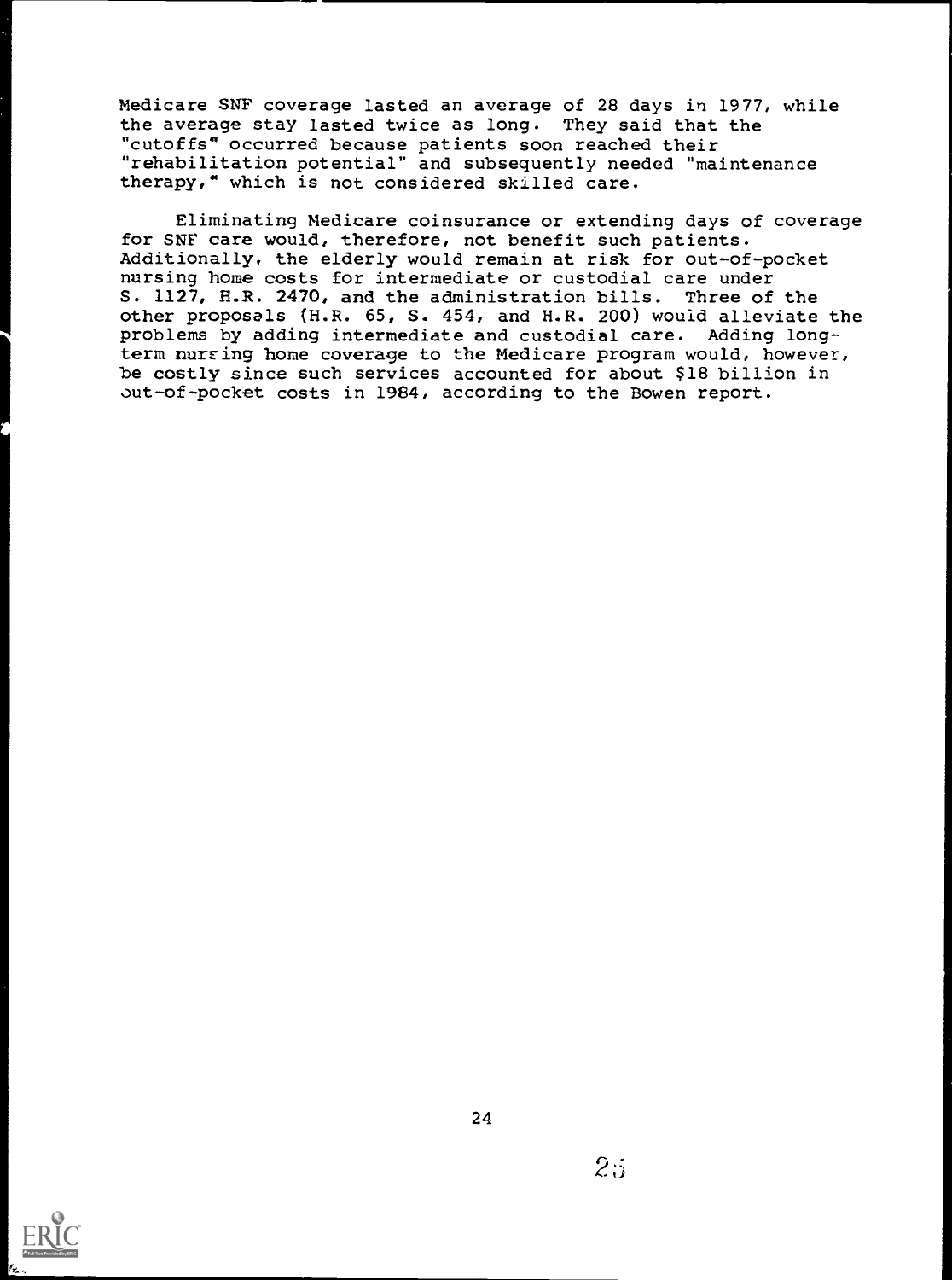Medicare SNF coverage lasted an average of 28 days in 1977, while the average stay lasted twice as long. They said that the "cutoffs" occurred because patients soon reached their "rehabilitation potential" and subsequently needed "maintenance therapy," which is not considered skilled care.

Eliminating Medicare coinsurance or extending days of coverage for SNF care would, therefore, not benefit such patients. Additionally, the elderly would remain at risk for out-of-pocket nursing home costs for intermediate or custodial care under S. 1127, H.R. 2470, and the administration bills. Three of the other proposals (H.R. 65, S. 454, and H.R. 200) would alleviate the problems by adding intermediate and custodial care. Adding long-term nursing home coverage to the Medicare program would, however, be costly since such services accounted for about $18 billion in out-of-pocket costs in 1984, according to the Bowen report.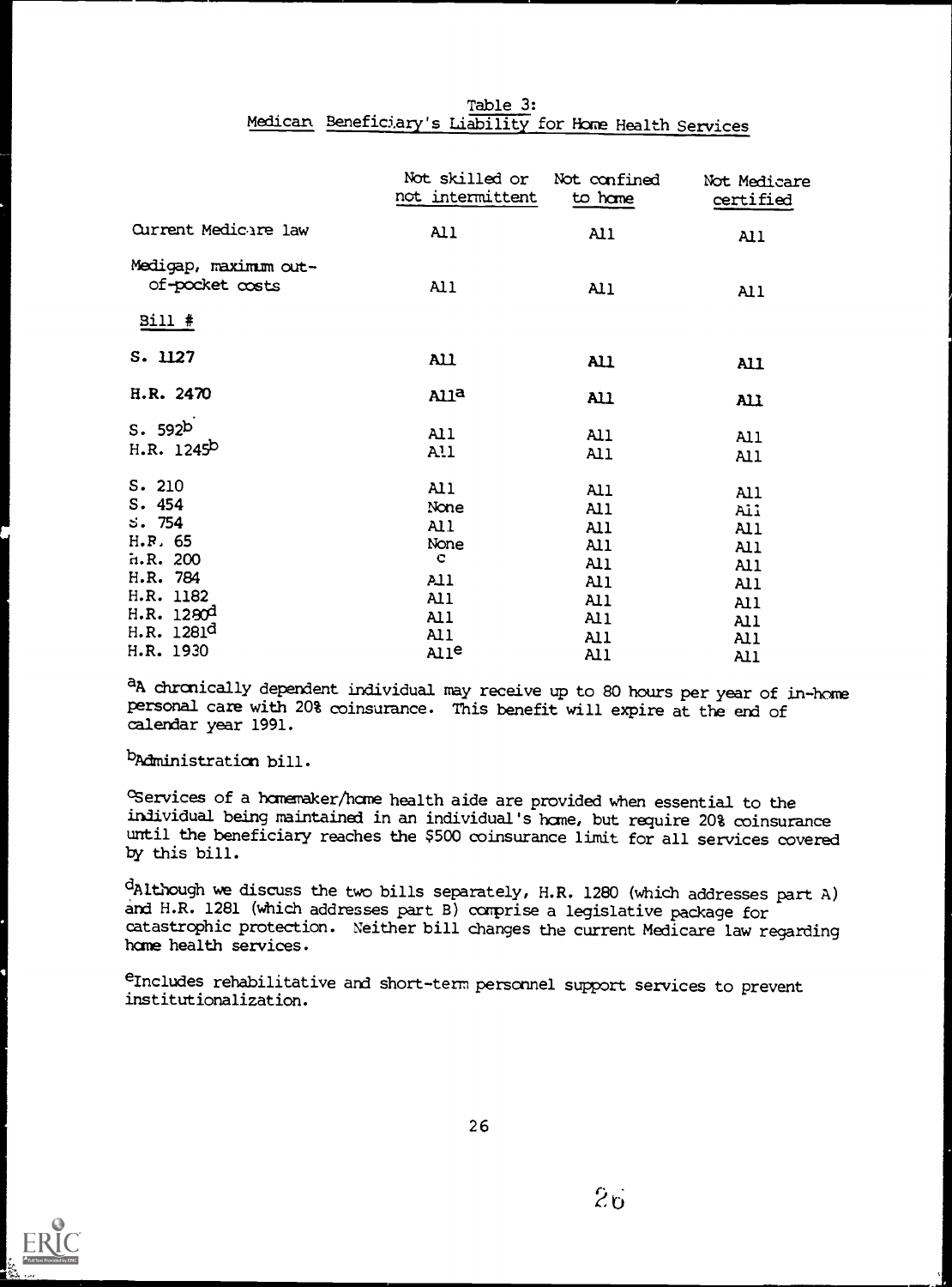## Table 3: Medicare Beneficiary's Liability for Home Health Services

| | Not skilled or not intermittent | Not confined to home | Not Medicare certified |
|---|---|---|---|
| Current Medicare law | All | All | All |
| Medigap, maximum out-of-pocket costs | All | All | All |
| **Bill #** | | | |
| S. 1127 | All | All | All |
| H.R. 2470 | All[a] | All | All |
| S. 592[b] | All | All | All |
| H.R. 1245[b] | All | All | All |
| S. 210 | All | All | All |
| S. 454 | None | All | All |
| S. 754 | All | All | All |
| H.R. 65 | None | All | All |
| H.R. 200 | c | All | All |
| H.R. 784 | All | All | All |
| H.R. 1182 | All | All | All |
| H.R. 1280[d] | All | All | All |
| H.R. 1281[d] | All | All | All |
| H.R. 1930 | All[e] | All | All |

[a] A chronically dependent individual may receive up to 80 hours per year of in-home personal care with 20% coinsurance. This benefit will expire at the end of calendar year 1991.

[b] Administration bill.

[c] Services of a homemaker/home health aide are provided when essential to the individual being maintained in an individual's home, but require 20% coinsurance until the beneficiary reaches the $500 coinsurance limit for all services covered by this bill.

[d] Although we discuss the two bills separately, H.R. 1280 (which addresses part A) and H.R. 1281 (which addresses part B) comprise a legislative package for catastrophic protection. Neither bill changes the current Medicare law regarding home health services.

[e] Includes rehabilitative and short-term personnel support services to prevent institutionalization.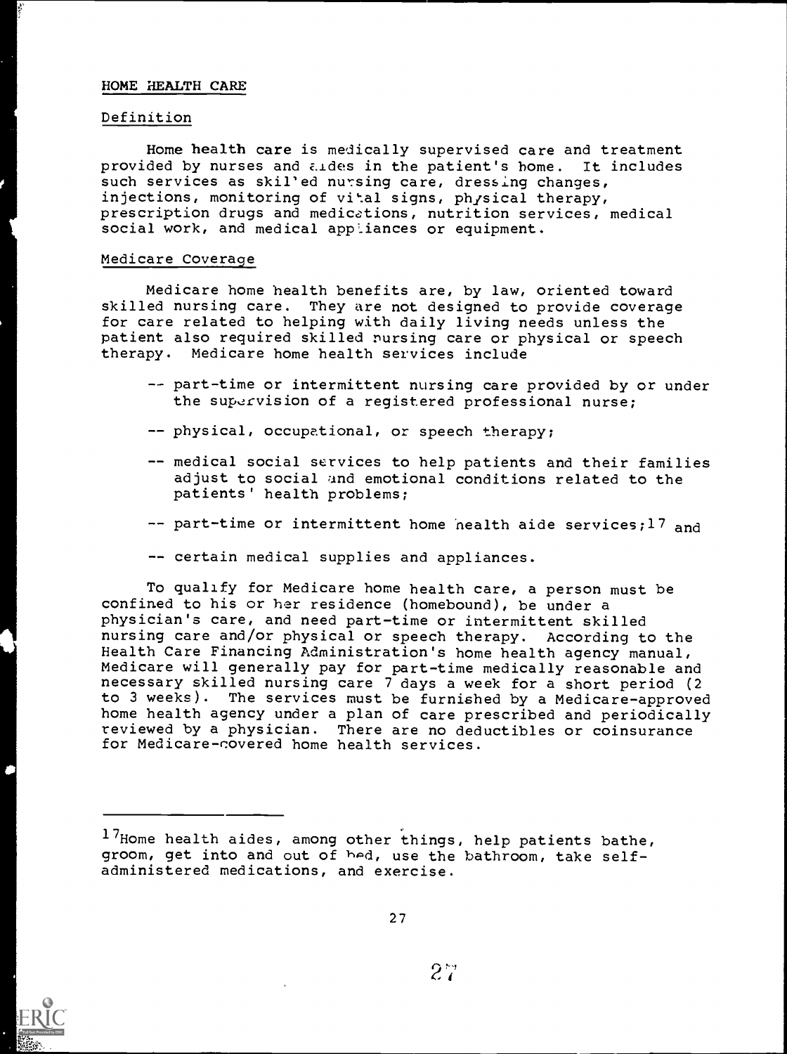## HOME HEALTH CARE

### Definition

Home health care is medically supervised care and treatment provided by nurses and aides in the patient's home. It includes such services as skilled nursing care, dressing changes, injections, monitoring of vital signs, physical therapy, prescription drugs and medications, nutrition services, medical social work, and medical appliances or equipment.

### Medicare Coverage

Medicare home health benefits are, by law, oriented toward skilled nursing care. They are not designed to provide coverage for care related to helping with daily living needs unless the patient also required skilled nursing care or physical or speech therapy. Medicare home health services include

- -- part-time or intermittent nursing care provided by or under the supervision of a registered professional nurse;
- -- physical, occupational, or speech therapy;
- -- medical social services to help patients and their families adjust to social and emotional conditions related to the patients' health problems;
- -- part-time or intermittent home health aide services;[17] and
- -- certain medical supplies and appliances.

To qualify for Medicare home health care, a person must be confined to his or her residence (homebound), be under a physician's care, and need part-time or intermittent skilled nursing care and/or physical or speech therapy. According to the Health Care Financing Administration's home health agency manual, Medicare will generally pay for part-time medically reasonable and necessary skilled nursing care 7 days a week for a short period (2 to 3 weeks). The services must be furnished by a Medicare-approved home health agency under a plan of care prescribed and periodically reviewed by a physician. There are no deductibles or coinsurance for Medicare-covered home health services.

---

[17] Home health aides, among other things, help patients bathe, groom, get into and out of bed, use the bathroom, take self-administered medications, and exercise.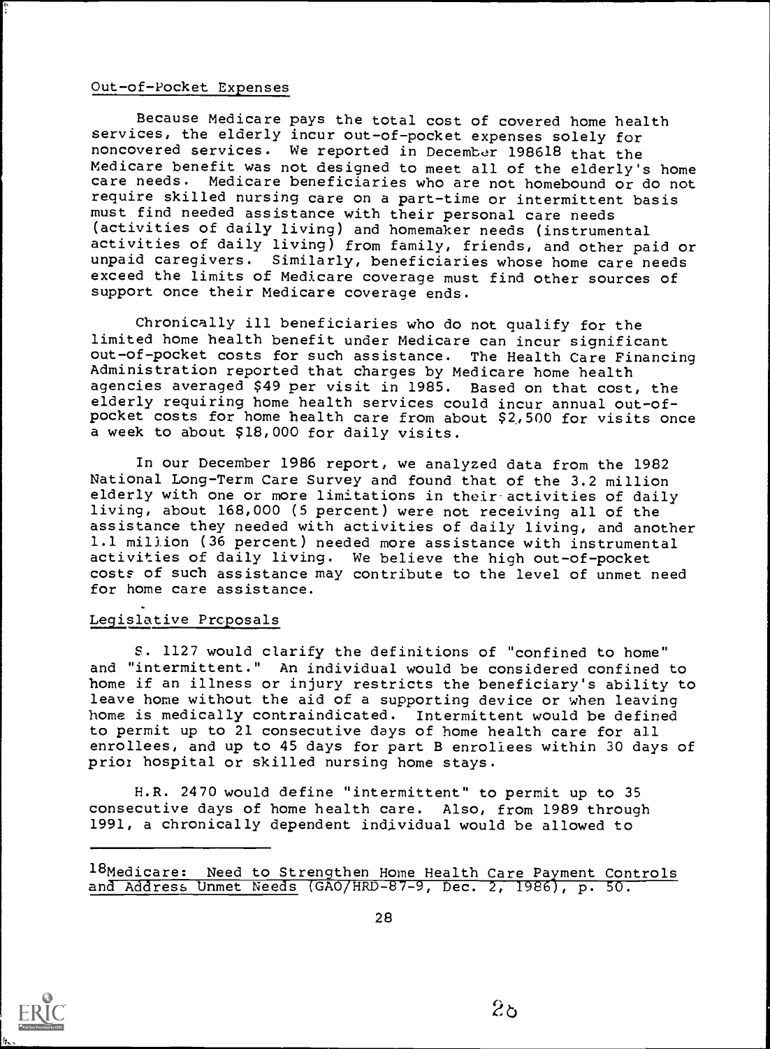Out-of-Pocket Expenses

Because Medicare pays the total cost of covered home health services, the elderly incur out-of-pocket expenses solely for noncovered services. We reported in December 1986[18] that the Medicare benefit was not designed to meet all of the elderly's home care needs. Medicare beneficiaries who are not homebound or do not require skilled nursing care on a part-time or intermittent basis must find needed assistance with their personal care needs (activities of daily living) and homemaker needs (instrumental activities of daily living) from family, friends, and other paid or unpaid caregivers. Similarly, beneficiaries whose home care needs exceed the limits of Medicare coverage must find other sources of support once their Medicare coverage ends.

Chronically ill beneficiaries who do not qualify for the limited home health benefit under Medicare can incur significant out-of-pocket costs for such assistance. The Health Care Financing Administration reported that charges by Medicare home health agencies averaged $49 per visit in 1985. Based on that cost, the elderly requiring home health services could incur annual out-of-pocket costs for home health care from about $2,500 for visits once a week to about $18,000 for daily visits.

In our December 1986 report, we analyzed data from the 1982 National Long-Term Care Survey and found that of the 3.2 million elderly with one or more limitations in their activities of daily living, about 168,000 (5 percent) were not receiving all of the assistance they needed with activities of daily living, and another 1.1 million (36 percent) needed more assistance with instrumental activities of daily living. We believe the high out-of-pocket costs of such assistance may contribute to the level of unmet need for home care assistance.

Legislative Proposals

S. 1127 would clarify the definitions of "confined to home" and "intermittent." An individual would be considered confined to home if an illness or injury restricts the beneficiary's ability to leave home without the aid of a supporting device or when leaving home is medically contraindicated. Intermittent would be defined to permit up to 21 consecutive days of home health care for all enrollees, and up to 45 days for part B enrollees within 30 days of prior hospital or skilled nursing home stays.

H.R. 2470 would define "intermittent" to permit up to 35 consecutive days of home health care. Also, from 1989 through 1991, a chronically dependent individual would be allowed to

[18] Medicare: Need to Strengthen Home Health Care Payment Controls and Address Unmet Needs (GAO/HRD-87-9, Dec. 2, 1986), p. 50.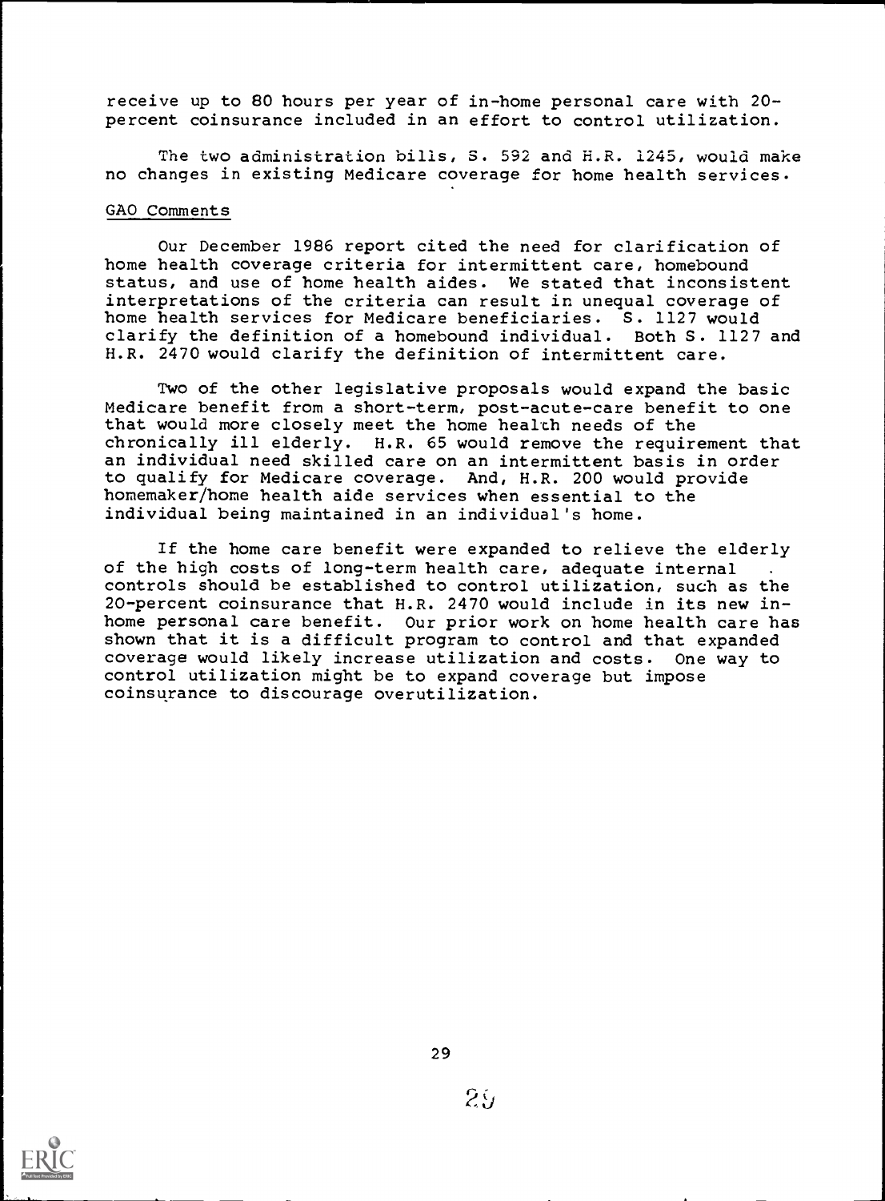receive up to 80 hours per year of in-home personal care with 20-percent coinsurance included in an effort to control utilization.

The two administration bills, S. 592 and H.R. 1245, would make no changes in existing Medicare coverage for home health services.

GAO Comments

Our December 1986 report cited the need for clarification of home health coverage criteria for intermittent care, homebound status, and use of home health aides. We stated that inconsistent interpretations of the criteria can result in unequal coverage of home health services for Medicare beneficiaries. S. 1127 would clarify the definition of a homebound individual. Both S. 1127 and H.R. 2470 would clarify the definition of intermittent care.

Two of the other legislative proposals would expand the basic Medicare benefit from a short-term, post-acute-care benefit to one that would more closely meet the home health needs of the chronically ill elderly. H.R. 65 would remove the requirement that an individual need skilled care on an intermittent basis in order to qualify for Medicare coverage. And, H.R. 200 would provide homemaker/home health aide services when essential to the individual being maintained in an individual's home.

If the home care benefit were expanded to relieve the elderly of the high costs of long-term health care, adequate internal controls should be established to control utilization, such as the 20-percent coinsurance that H.R. 2470 would include in its new in-home personal care benefit. Our prior work on home health care has shown that it is a difficult program to control and that expanded coverage would likely increase utilization and costs. One way to control utilization might be to expand coverage but impose coinsurance to discourage overutilization.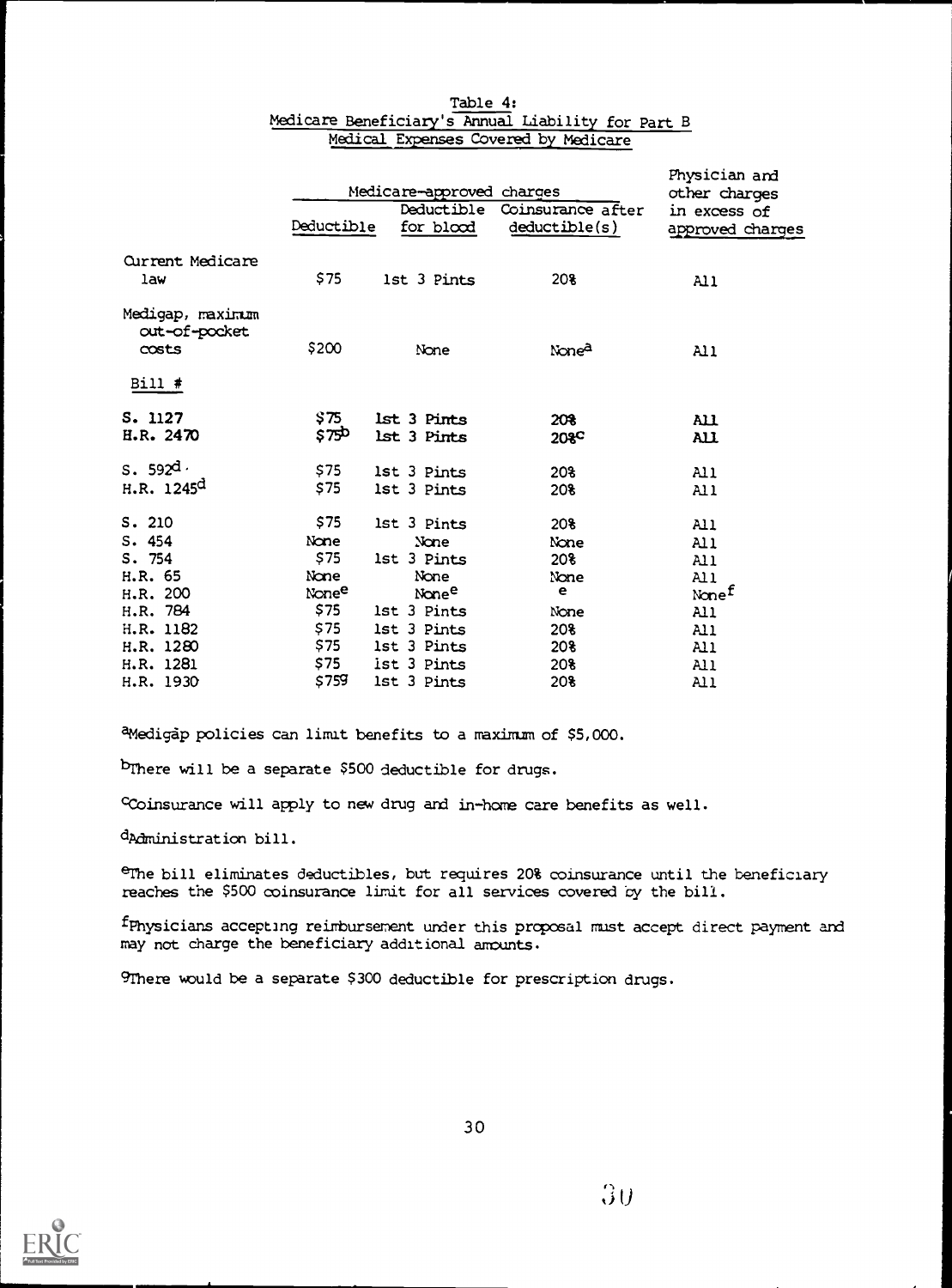Table 4:
Medicare Beneficiary's Annual Liability for Part B
Medical Expenses Covered by Medicare

| | Medicare-approved charges | | | Physician and other charges in excess of approved charges |
|---|---|---|---|---|
| | Deductible | Deductible for blood | Coinsurance after deductible(s) | |
| Current Medicare law | $75 | 1st 3 Pints | 20% | All |
| Medigap, maximum out-of-pocket costs | $200 | None | None[a] | All |
| Bill # | | | | |
| S. 1127 | $75 | 1st 3 Pints | 20% | All |
| H.R. 2470 | $75[b] | 1st 3 Pints | 20%[c] | All |
| S. 592[d] | $75 | 1st 3 Pints | 20% | All |
| H.R. 1245[d] | $75 | 1st 3 Pints | 20% | All |
| S. 210 | $75 | 1st 3 Pints | 20% | All |
| S. 454 | None | None | None | All |
| S. 754 | $75 | 1st 3 Pints | 20% | All |
| H.R. 65 | None | None | None | All |
| H.R. 200 | None[e] | None[e] | e | None[f] |
| H.R. 784 | $75 | 1st 3 Pints | None | All |
| H.R. 1182 | $75 | 1st 3 Pints | 20% | All |
| H.R. 1280 | $75 | 1st 3 Pints | 20% | All |
| H.R. 1281 | $75 | 1st 3 Pints | 20% | All |
| H.R. 1930 | $75[g] | 1st 3 Pints | 20% | All |

[a]Medigap policies can limit benefits to a maximum of $5,000.

[b]There will be a separate $500 deductible for drugs.

[c]Coinsurance will apply to new drug and in-home care benefits as well.

[d]Administration bill.

[e]The bill eliminates deductibles, but requires 20% coinsurance until the beneficiary reaches the $500 coinsurance limit for all services covered by the bill.

[f]Physicians accepting reimbursement under this proposal must accept direct payment and may not charge the beneficiary additional amounts.

[g]There would be a separate $300 deductible for prescription drugs.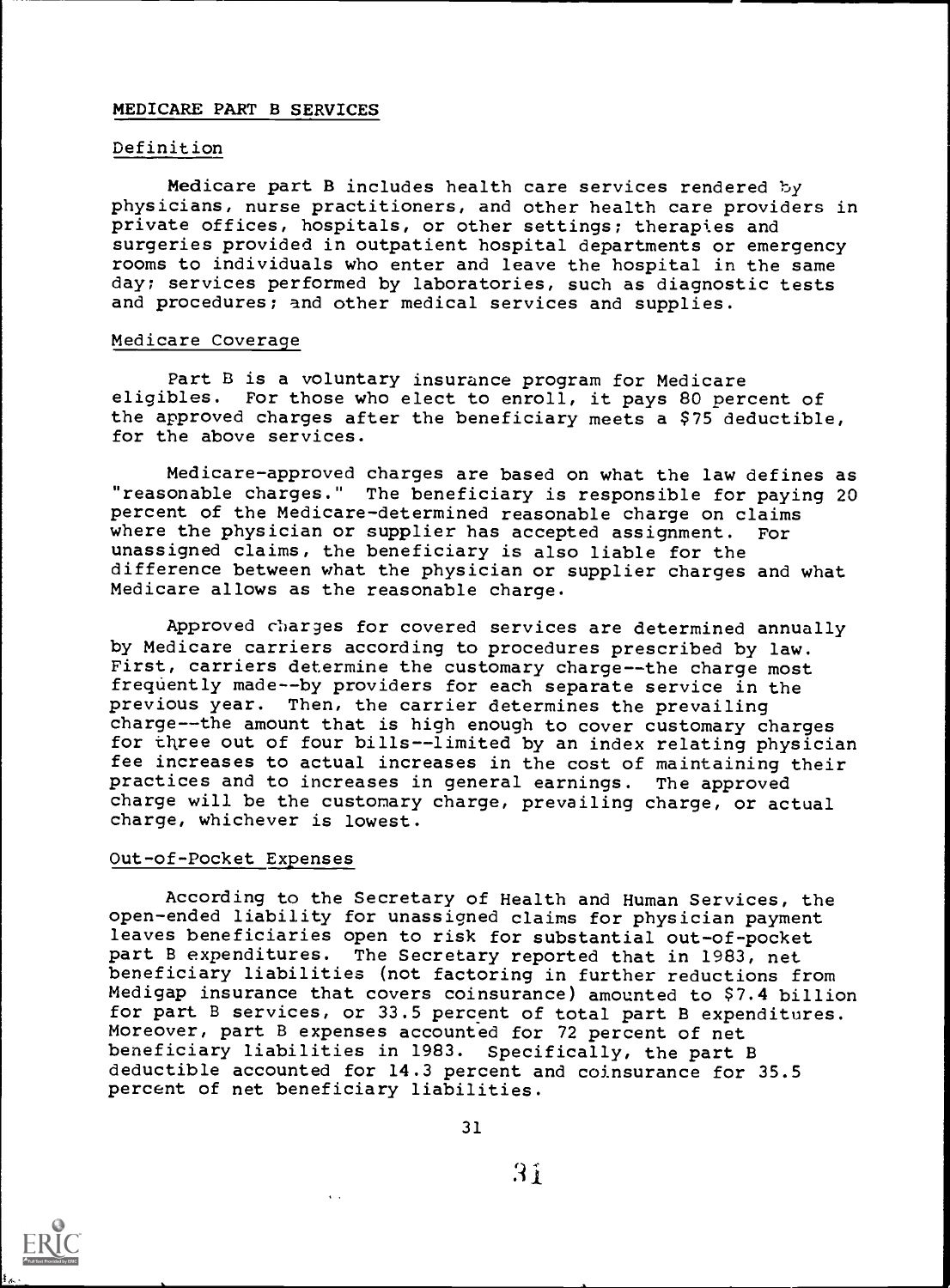## MEDICARE PART B SERVICES

### Definition

Medicare part B includes health care services rendered by physicians, nurse practitioners, and other health care providers in private offices, hospitals, or other settings; therapies and surgeries provided in outpatient hospital departments or emergency rooms to individuals who enter and leave the hospital in the same day; services performed by laboratories, such as diagnostic tests and procedures; and other medical services and supplies.

### Medicare Coverage

Part B is a voluntary insurance program for Medicare eligibles. For those who elect to enroll, it pays 80 percent of the approved charges after the beneficiary meets a $75 deductible, for the above services.

Medicare-approved charges are based on what the law defines as "reasonable charges." The beneficiary is responsible for paying 20 percent of the Medicare-determined reasonable charge on claims where the physician or supplier has accepted assignment. For unassigned claims, the beneficiary is also liable for the difference between what the physician or supplier charges and what Medicare allows as the reasonable charge.

Approved charges for covered services are determined annually by Medicare carriers according to procedures prescribed by law. First, carriers determine the customary charge--the charge most frequently made--by providers for each separate service in the previous year. Then, the carrier determines the prevailing charge--the amount that is high enough to cover customary charges for three out of four bills--limited by an index relating physician fee increases to actual increases in the cost of maintaining their practices and to increases in general earnings. The approved charge will be the customary charge, prevailing charge, or actual charge, whichever is lowest.

### Out-of-Pocket Expenses

According to the Secretary of Health and Human Services, the open-ended liability for unassigned claims for physician payment leaves beneficiaries open to risk for substantial out-of-pocket part B expenditures. The Secretary reported that in 1983, net beneficiary liabilities (not factoring in further reductions from Medigap insurance that covers coinsurance) amounted to $7.4 billion for part B services, or 33.5 percent of total part B expenditures. Moreover, part B expenses accounted for 72 percent of net beneficiary liabilities in 1983. Specifically, the part B deductible accounted for 14.3 percent and coinsurance for 35.5 percent of net beneficiary liabilities.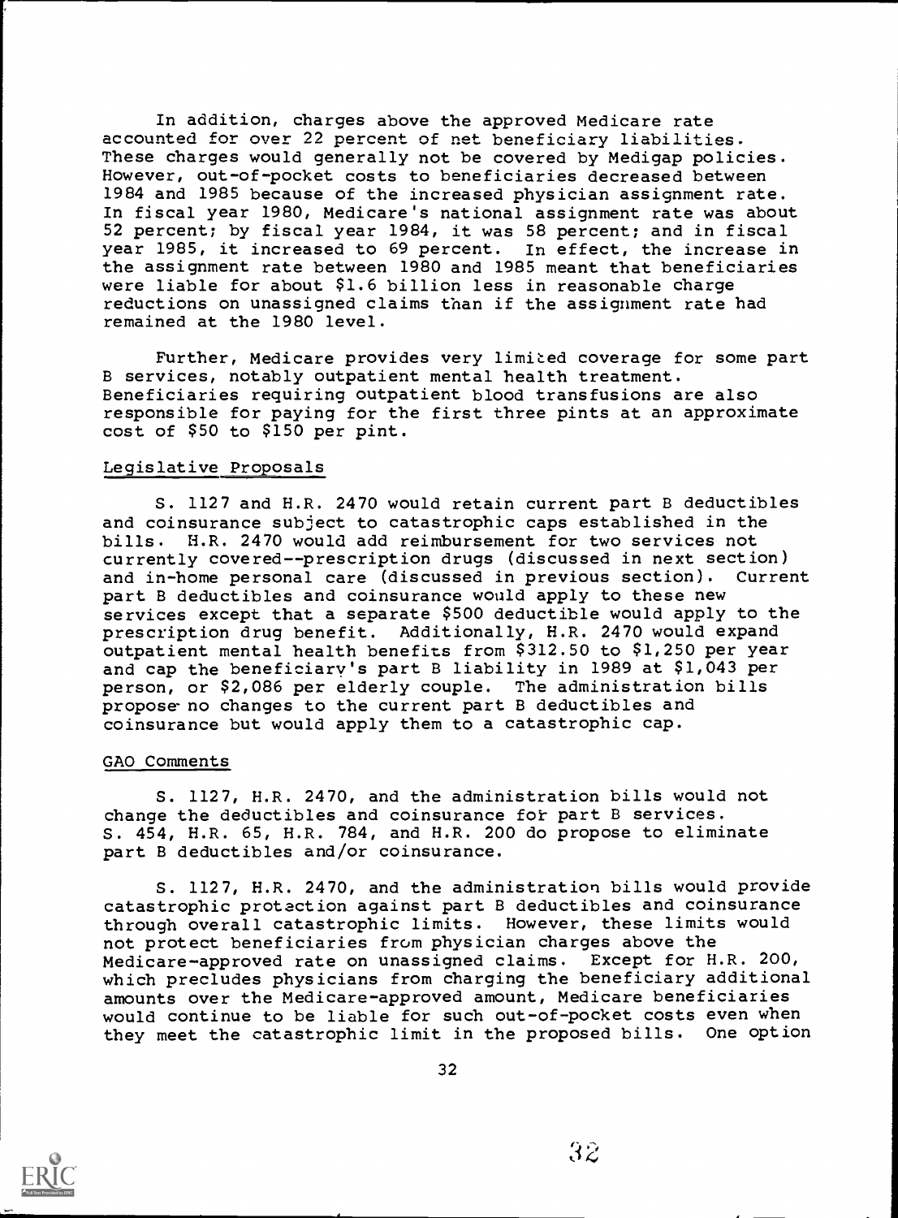In addition, charges above the approved Medicare rate accounted for over 22 percent of net beneficiary liabilities. These charges would generally not be covered by Medigap policies. However, out-of-pocket costs to beneficiaries decreased between 1984 and 1985 because of the increased physician assignment rate. In fiscal year 1980, Medicare's national assignment rate was about 52 percent; by fiscal year 1984, it was 58 percent; and in fiscal year 1985, it increased to 69 percent. In effect, the increase in the assignment rate between 1980 and 1985 meant that beneficiaries were liable for about $1.6 billion less in reasonable charge reductions on unassigned claims than if the assignment rate had remained at the 1980 level.

Further, Medicare provides very limited coverage for some part B services, notably outpatient mental health treatment. Beneficiaries requiring outpatient blood transfusions are also responsible for paying for the first three pints at an approximate cost of $50 to $150 per pint.

## Legislative Proposals

S. 1127 and H.R. 2470 would retain current part B deductibles and coinsurance subject to catastrophic caps established in the bills. H.R. 2470 would add reimbursement for two services not currently covered--prescription drugs (discussed in next section) and in-home personal care (discussed in previous section). Current part B deductibles and coinsurance would apply to these new services except that a separate $500 deductible would apply to the prescription drug benefit. Additionally, H.R. 2470 would expand outpatient mental health benefits from $312.50 to $1,250 per year and cap the beneficiary's part B liability in 1989 at $1,043 per person, or $2,086 per elderly couple. The administration bills propose no changes to the current part B deductibles and coinsurance but would apply them to a catastrophic cap.

## GAO Comments

S. 1127, H.R. 2470, and the administration bills would not change the deductibles and coinsurance for part B services. S. 454, H.R. 65, H.R. 784, and H.R. 200 do propose to eliminate part B deductibles and/or coinsurance.

S. 1127, H.R. 2470, and the administration bills would provide catastrophic protection against part B deductibles and coinsurance through overall catastrophic limits. However, these limits would not protect beneficiaries from physician charges above the Medicare-approved rate on unassigned claims. Except for H.R. 200, which precludes physicians from charging the beneficiary additional amounts over the Medicare-approved amount, Medicare beneficiaries would continue to be liable for such out-of-pocket costs even when they meet the catastrophic limit in the proposed bills. One option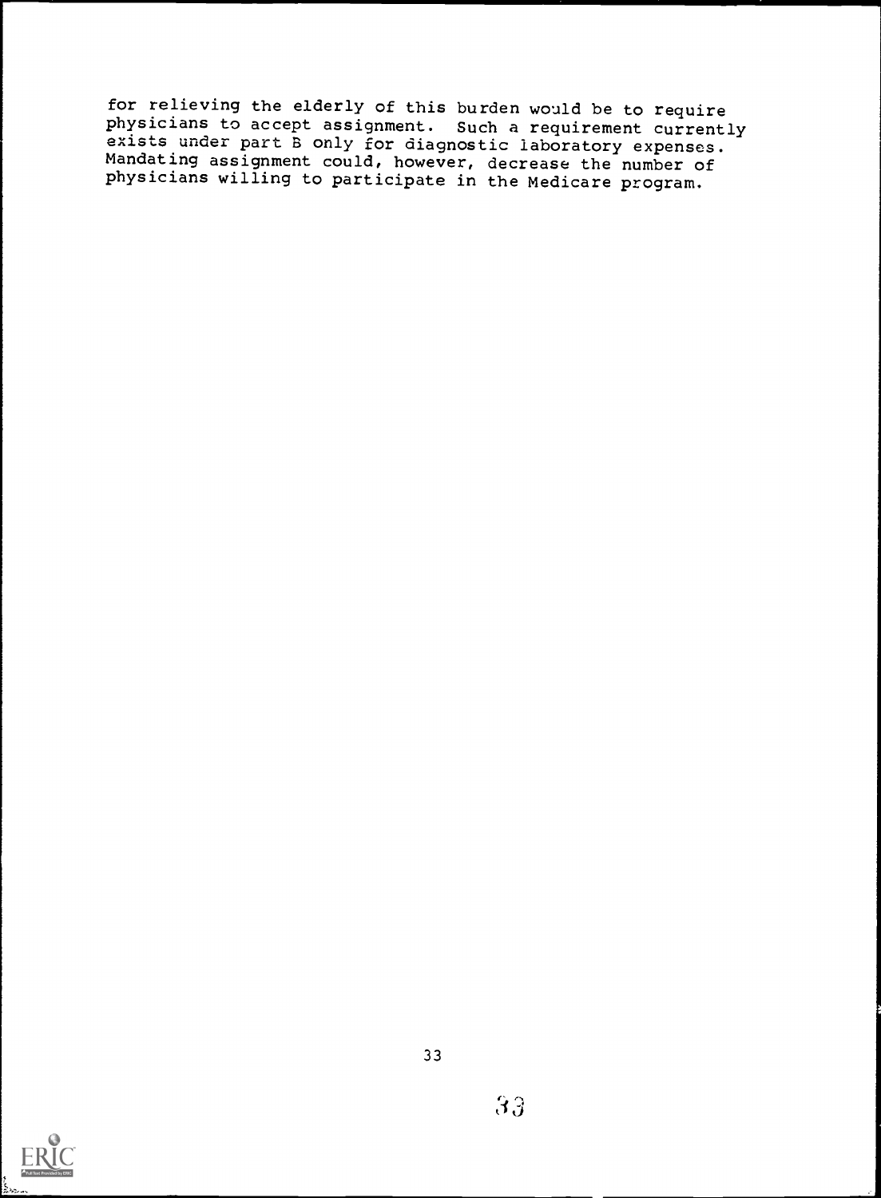for relieving the elderly of this burden would be to require physicians to accept assignment. Such a requirement currently exists under part B only for diagnostic laboratory expenses. Mandating assignment could, however, decrease the number of physicians willing to participate in the Medicare program.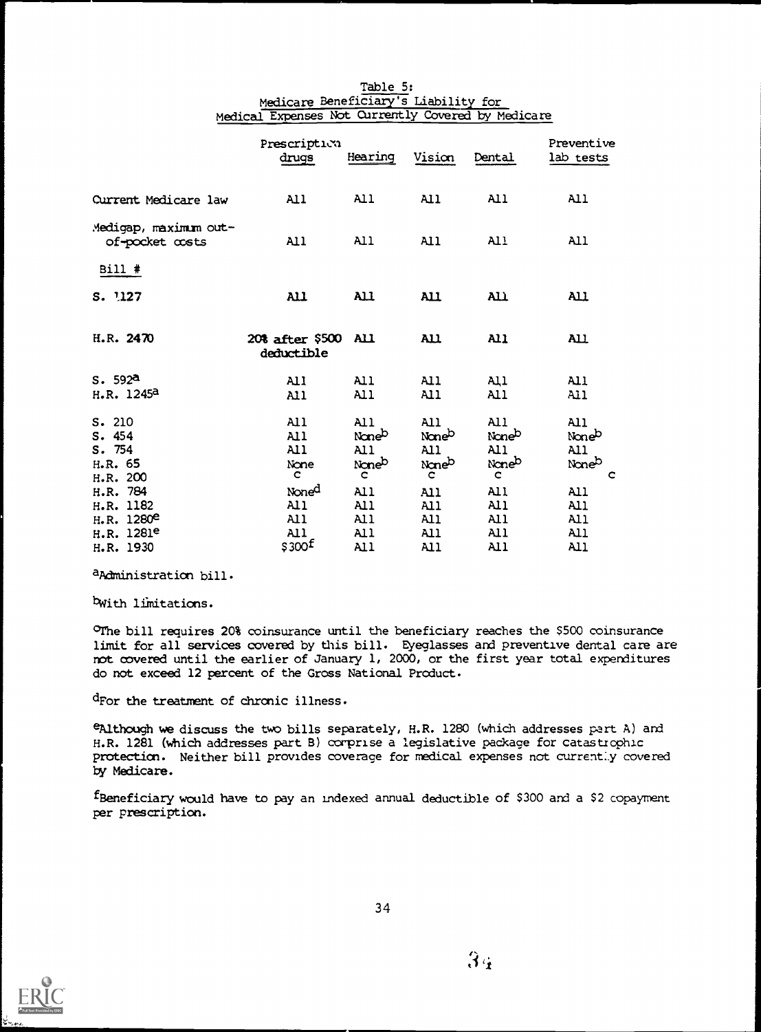Table 5:
Medicare Beneficiary's Liability for
Medical Expenses Not Currently Covered by Medicare

| | Prescription drugs | Hearing | Vision | Dental | Preventive lab tests |
|---|---|---|---|---|---|
| Current Medicare law | All | All | All | All | All |
| Medigap, maximum out-of-pocket costs | All | All | All | All | All |
| **Bill #** | | | | | |
| S. 1127 | All | All | All | All | All |
| H.R. 2470 | 20% after $500 deductible | All | All | All | All |
| S. 592[a] | All | All | All | All | All |
| H.R. 1245[a] | All | All | All | All | All |
| S. 210 | All | All | All | All | All |
| S. 454 | All | None[b] | None[b] | None[b] | None[b] |
| S. 754 | All | All | All | All | All |
| H.R. 65 | None | None[b] | None[b] | None[b] | None[b] |
| H.R. 200 | c | c | c | c | c |
| H.R. 784 | None[d] | All | All | All | All |
| H.R. 1182 | All | All | All | All | All |
| H.R. 1280[e] | All | All | All | All | All |
| H.R. 1281[e] | All | All | All | All | All |
| H.R. 1930 | $300[f] | All | All | All | All |

[a]Administration bill.

[b]With limitations.

[c]The bill requires 20% coinsurance until the beneficiary reaches the $500 coinsurance limit for all services covered by this bill. Eyeglasses and preventive dental care are not covered until the earlier of January 1, 2000, or the first year total expenditures do not exceed 12 percent of the Gross National Product.

[d]For the treatment of chronic illness.

[e]Although we discuss the two bills separately, H.R. 1280 (which addresses part A) and H.R. 1281 (which addresses part B) comprise a legislative package for catastrophic protection. Neither bill provides coverage for medical expenses not currently covered by Medicare.

[f]Beneficiary would have to pay an indexed annual deductible of $300 and a $2 copayment per prescription.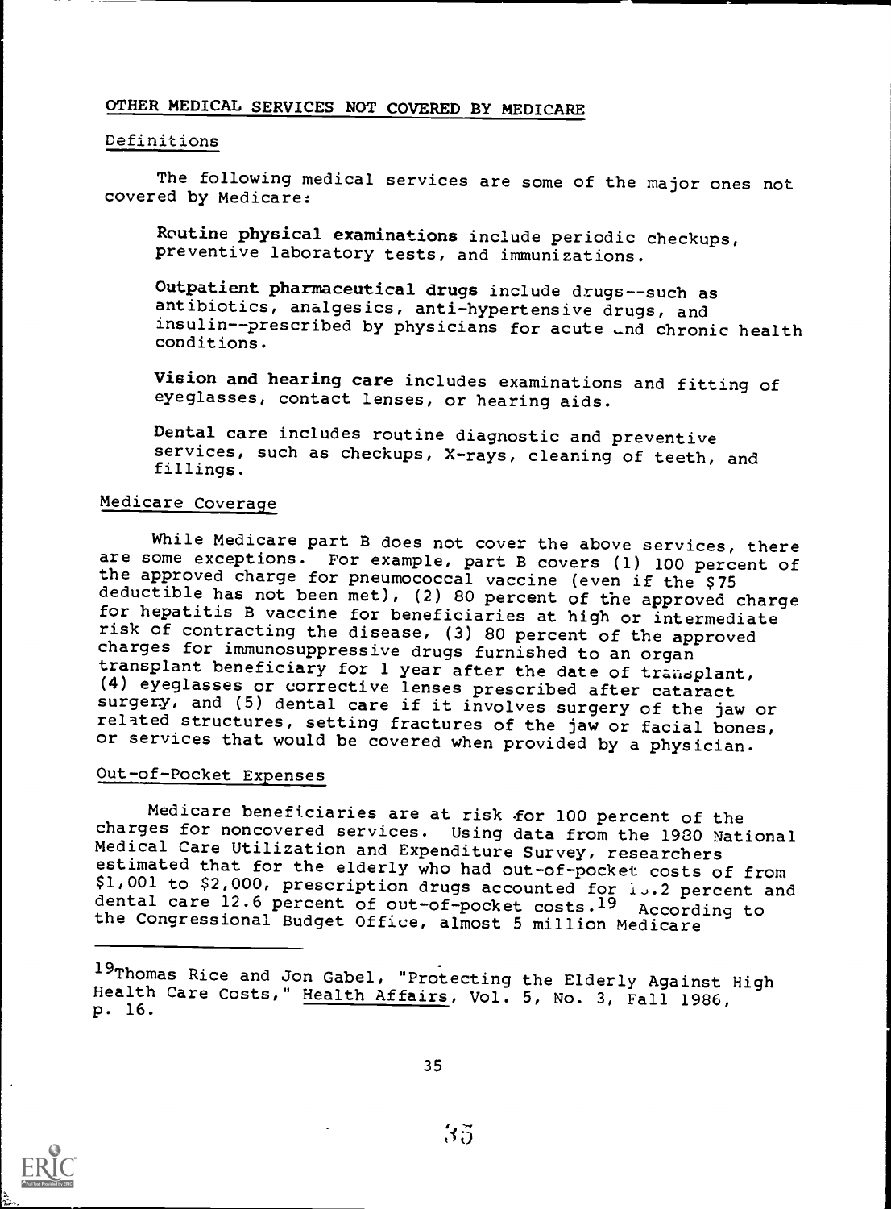## OTHER MEDICAL SERVICES NOT COVERED BY MEDICARE

### Definitions

The following medical services are some of the major ones not covered by Medicare:

**Routine physical examinations** include periodic checkups, preventive laboratory tests, and immunizations.

**Outpatient pharmaceutical drugs** include drugs--such as antibiotics, analgesics, anti-hypertensive drugs, and insulin--prescribed by physicians for acute and chronic health conditions.

**Vision and hearing care** includes examinations and fitting of eyeglasses, contact lenses, or hearing aids.

**Dental care** includes routine diagnostic and preventive services, such as checkups, X-rays, cleaning of teeth, and fillings.

### Medicare Coverage

While Medicare part B does not cover the above services, there are some exceptions. For example, part B covers (1) 100 percent of the approved charge for pneumococcal vaccine (even if the $75 deductible has not been met), (2) 80 percent of the approved charge for hepatitis B vaccine for beneficiaries at high or intermediate risk of contracting the disease, (3) 80 percent of the approved charges for immunosuppressive drugs furnished to an organ transplant beneficiary for 1 year after the date of transplant, (4) eyeglasses or corrective lenses prescribed after cataract surgery, and (5) dental care if it involves surgery of the jaw or related structures, setting fractures of the jaw or facial bones, or services that would be covered when provided by a physician.

### Out-of-Pocket Expenses

Medicare beneficiaries are at risk for 100 percent of the charges for noncovered services. Using data from the 1980 National Medical Care Utilization and Expenditure Survey, researchers estimated that for the elderly who had out-of-pocket costs of from $1,001 to $2,000, prescription drugs accounted for 1_.2 percent and dental care 12.6 percent of out-of-pocket costs.[19] According to the Congressional Budget Office, almost 5 million Medicare

---

[19] Thomas Rice and Jon Gabel, "Protecting the Elderly Against High Health Care Costs," Health Affairs, Vol. 5, No. 3, Fall 1986, p. 16.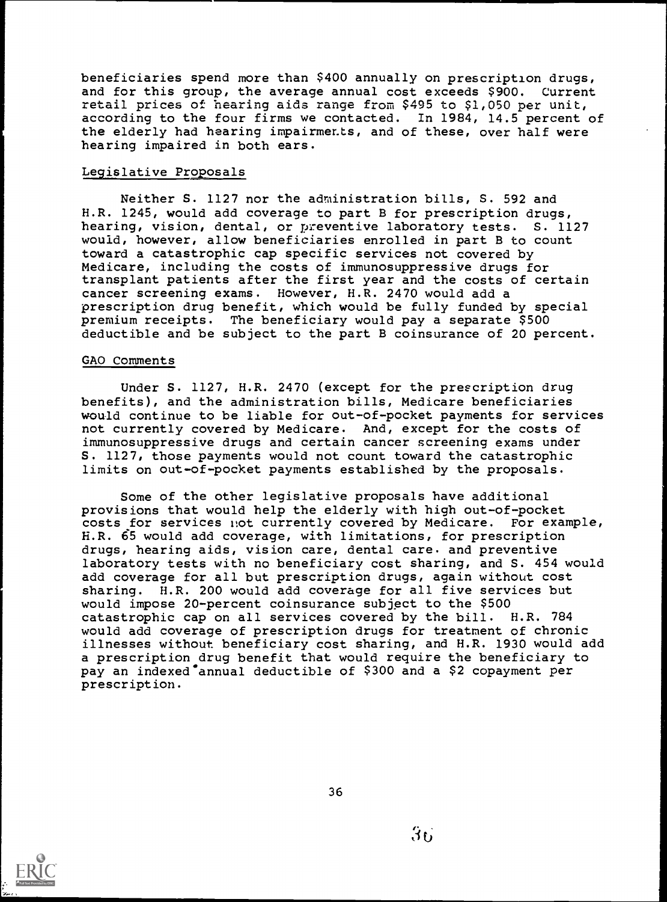beneficiaries spend more than $400 annually on prescription drugs, and for this group, the average annual cost exceeds $900. Current retail prices of hearing aids range from $495 to $1,050 per unit, according to the four firms we contacted. In 1984, 14.5 percent of the elderly had hearing impairments, and of these, over half were hearing impaired in both ears.

## Legislative Proposals

Neither S. 1127 nor the administration bills, S. 592 and H.R. 1245, would add coverage to part B for prescription drugs, hearing, vision, dental, or preventive laboratory tests. S. 1127 would, however, allow beneficiaries enrolled in part B to count toward a catastrophic cap specific services not covered by Medicare, including the costs of immunosuppressive drugs for transplant patients after the first year and the costs of certain cancer screening exams. However, H.R. 2470 would add a prescription drug benefit, which would be fully funded by special premium receipts. The beneficiary would pay a separate $500 deductible and be subject to the part B coinsurance of 20 percent.

## GAO Comments

Under S. 1127, H.R. 2470 (except for the prescription drug benefits), and the administration bills, Medicare beneficiaries would continue to be liable for out-of-pocket payments for services not currently covered by Medicare. And, except for the costs of immunosuppressive drugs and certain cancer screening exams under S. 1127, those payments would not count toward the catastrophic limits on out-of-pocket payments established by the proposals.

Some of the other legislative proposals have additional provisions that would help the elderly with high out-of-pocket costs for services not currently covered by Medicare. For example, H.R. 65 would add coverage, with limitations, for prescription drugs, hearing aids, vision care, dental care, and preventive laboratory tests with no beneficiary cost sharing, and S. 454 would add coverage for all but prescription drugs, again without cost sharing. H.R. 200 would add coverage for all five services but would impose 20-percent coinsurance subject to the $500 catastrophic cap on all services covered by the bill. H.R. 784 would add coverage of prescription drugs for treatment of chronic illnesses without beneficiary cost sharing, and H.R. 1930 would add a prescription drug benefit that would require the beneficiary to pay an indexed annual deductible of $300 and a $2 copayment per prescription.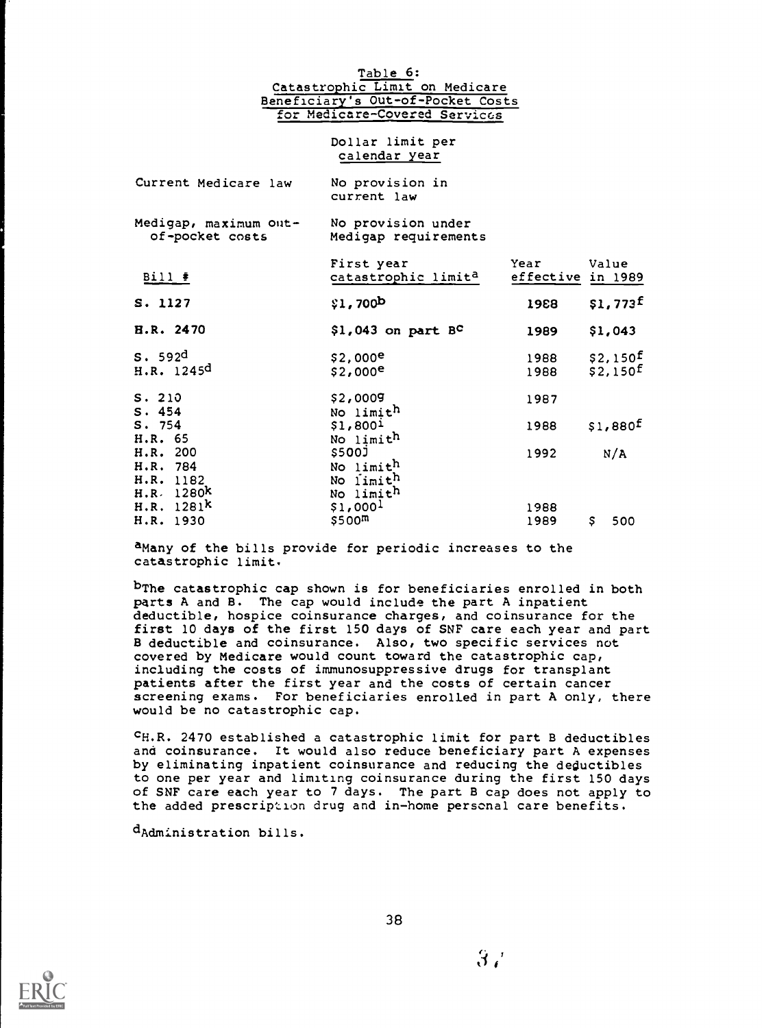Table 6: Catastrophic Limit on Medicare Beneficiary's Out-of-Pocket Costs for Medicare-Covered Services

| | Dollar limit per calendar year | | |
|---|---|---|---|
| Current Medicare law | No provision in current law | | |
| Medigap, maximum out-of-pocket costs | No provision under Medigap requirements | | |
| **Bill #** | **First year catastrophic limit[a]** | **Year effective** | **Value in 1989** |
| S. 1127 | $1,700[b] | 1988 | $1,773[f] |
| H.R. 2470 | $1,043 on part B[c] | 1989 | $1,043 |
| S. 592[d] | $2,000[e] | 1988 | $2,150[f] |
| H.R. 1245[d] | $2,000[e] | 1988 | $2,150[f] |
| S. 210 | $2,000[g] | 1987 | |
| S. 454 | No limit[h] | | |
| S. 754 | $1,800[i] | 1988 | $1,880[f] |
| H.R. 65 | No limit[h] | | |
| H.R. 200 | $500[j] | 1992 | N/A |
| H.R. 784 | No limit[h] | | |
| H.R. 1182 | No limit[h] | | |
| H.R. 1280[k] | No limit[h] | | |
| H.R. 1281[k] | $1,000[l] | 1988 | |
| H.R. 1930 | $500[m] | 1989 | $ 500 |

[a]Many of the bills provide for periodic increases to the catastrophic limit.

[b]The catastrophic cap shown is for beneficiaries enrolled in both parts A and B. The cap would include the part A inpatient deductible, hospice coinsurance charges, and coinsurance for the first 10 days of the first 150 days of SNF care each year and part B deductible and coinsurance. Also, two specific services not covered by Medicare would count toward the catastrophic cap, including the costs of immunosuppressive drugs for transplant patients after the first year and the costs of certain cancer screening exams. For beneficiaries enrolled in part A only, there would be no catastrophic cap.

[c]H.R. 2470 established a catastrophic limit for part B deductibles and coinsurance. It would also reduce beneficiary part A expenses by eliminating inpatient coinsurance and reducing the deductibles to one per year and limiting coinsurance during the first 150 days of SNF care each year to 7 days. The part B cap does not apply to the added prescription drug and in-home personal care benefits.

[d]Administration bills.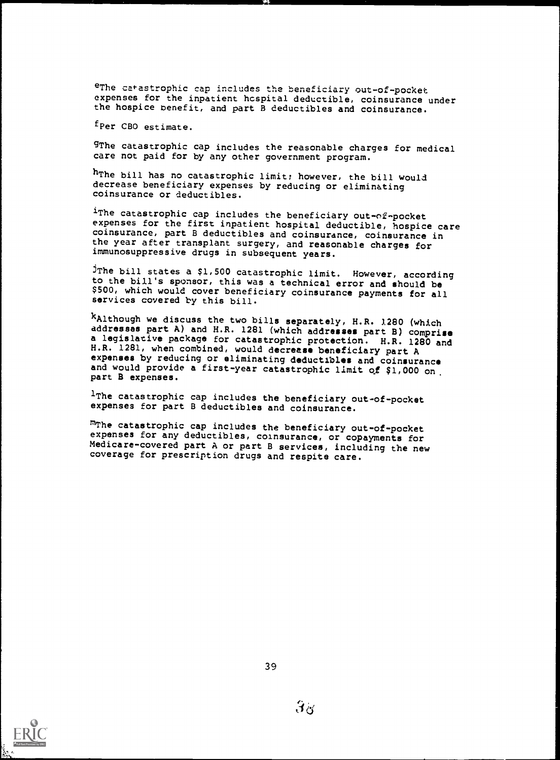[e]The catastrophic cap includes the beneficiary out-of-pocket expenses for the inpatient hospital deductible, coinsurance under the hospice benefit, and part B deductibles and coinsurance.

[f]Per CBO estimate.

[g]The catastrophic cap includes the reasonable charges for medical care not paid for by any other government program.

[h]The bill has no catastrophic limit; however, the bill would decrease beneficiary expenses by reducing or eliminating coinsurance or deductibles.

[i]The catastrophic cap includes the beneficiary out-of-pocket expenses for the first inpatient hospital deductible, hospice care coinsurance, part B deductibles and coinsurance, coinsurance in the year after transplant surgery, and reasonable charges for immunosuppressive drugs in subsequent years.

[j]The bill states a $1,500 catastrophic limit. However, according to the bill's sponsor, this was a technical error and should be $500, which would cover beneficiary coinsurance payments for all services covered by this bill.

[k]Although we discuss the two bills separately, H.R. 1280 (which addresses part A) and H.R. 1281 (which addresses part B) comprise a legislative package for catastrophic protection. H.R. 1280 and H.R. 1281, when combined, would decrease beneficiary part A expenses by reducing or eliminating deductibles and coinsurance and would provide a first-year catastrophic limit of $1,000 on part B expenses.

[l]The catastrophic cap includes the beneficiary out-of-pocket expenses for part B deductibles and coinsurance.

[m]The catastrophic cap includes the beneficiary out-of-pocket expenses for any deductibles, coinsurance, or copayments for Medicare-covered part A or part B services, including the new coverage for prescription drugs and respite care.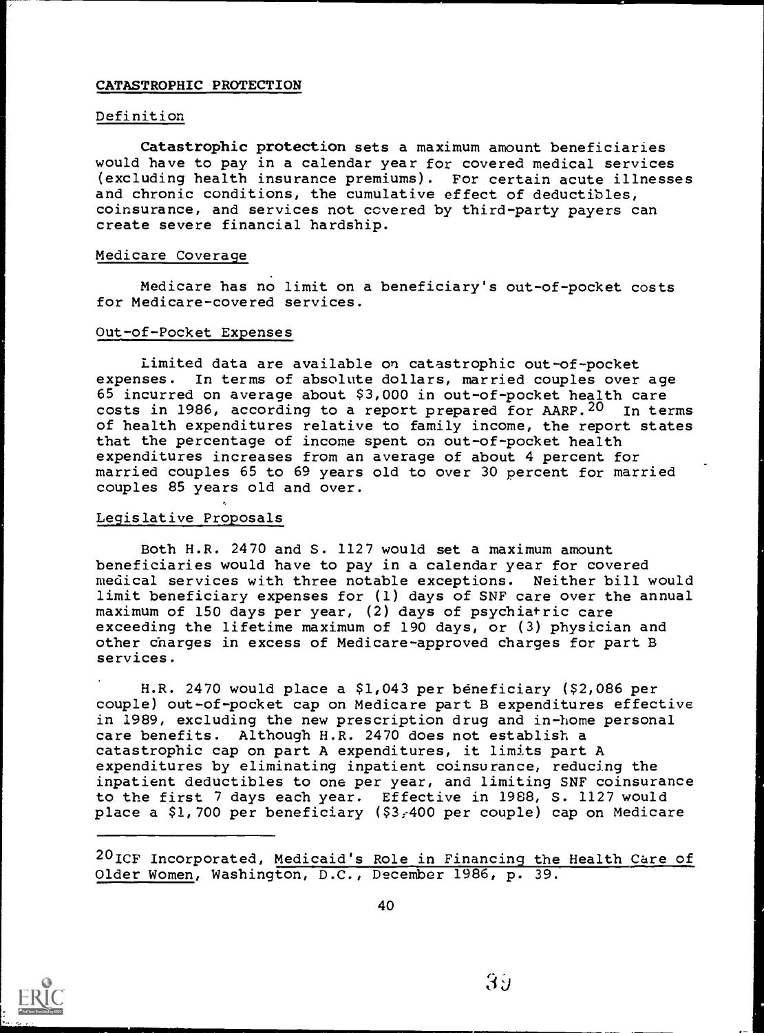## CATASTROPHIC PROTECTION

### Definition

**Catastrophic protection** sets a maximum amount beneficiaries would have to pay in a calendar year for covered medical services (excluding health insurance premiums). For certain acute illnesses and chronic conditions, the cumulative effect of deductibles, coinsurance, and services not covered by third-party payers can create severe financial hardship.

### Medicare Coverage

Medicare has no limit on a beneficiary's out-of-pocket costs for Medicare-covered services.

### Out-of-Pocket Expenses

Limited data are available on catastrophic out-of-pocket expenses. In terms of absolute dollars, married couples over age 65 incurred on average about $3,000 in out-of-pocket health care costs in 1986, according to a report prepared for AARP.[20] In terms of health expenditures relative to family income, the report states that the percentage of income spent on out-of-pocket health expenditures increases from an average of about 4 percent for married couples 65 to 69 years old to over 30 percent for married couples 85 years old and over.

### Legislative Proposals

Both H.R. 2470 and S. 1127 would set a maximum amount beneficiaries would have to pay in a calendar year for covered medical services with three notable exceptions. Neither bill would limit beneficiary expenses for (1) days of SNF care over the annual maximum of 150 days per year, (2) days of psychiatric care exceeding the lifetime maximum of 190 days, or (3) physician and other charges in excess of Medicare-approved charges for part B services.

H.R. 2470 would place a $1,043 per beneficiary ($2,086 per couple) out-of-pocket cap on Medicare part B expenditures effective in 1989, excluding the new prescription drug and in-home personal care benefits. Although H.R. 2470 does not establish a catastrophic cap on part A expenditures, it limits part A expenditures by eliminating inpatient coinsurance, reducing the inpatient deductibles to one per year, and limiting SNF coinsurance to the first 7 days each year. Effective in 1988, S. 1127 would place a $1,700 per beneficiary ($3,400 per couple) cap on Medicare

---

[20] ICF Incorporated, Medicaid's Role in Financing the Health Care of Older Women, Washington, D.C., December 1986, p. 39.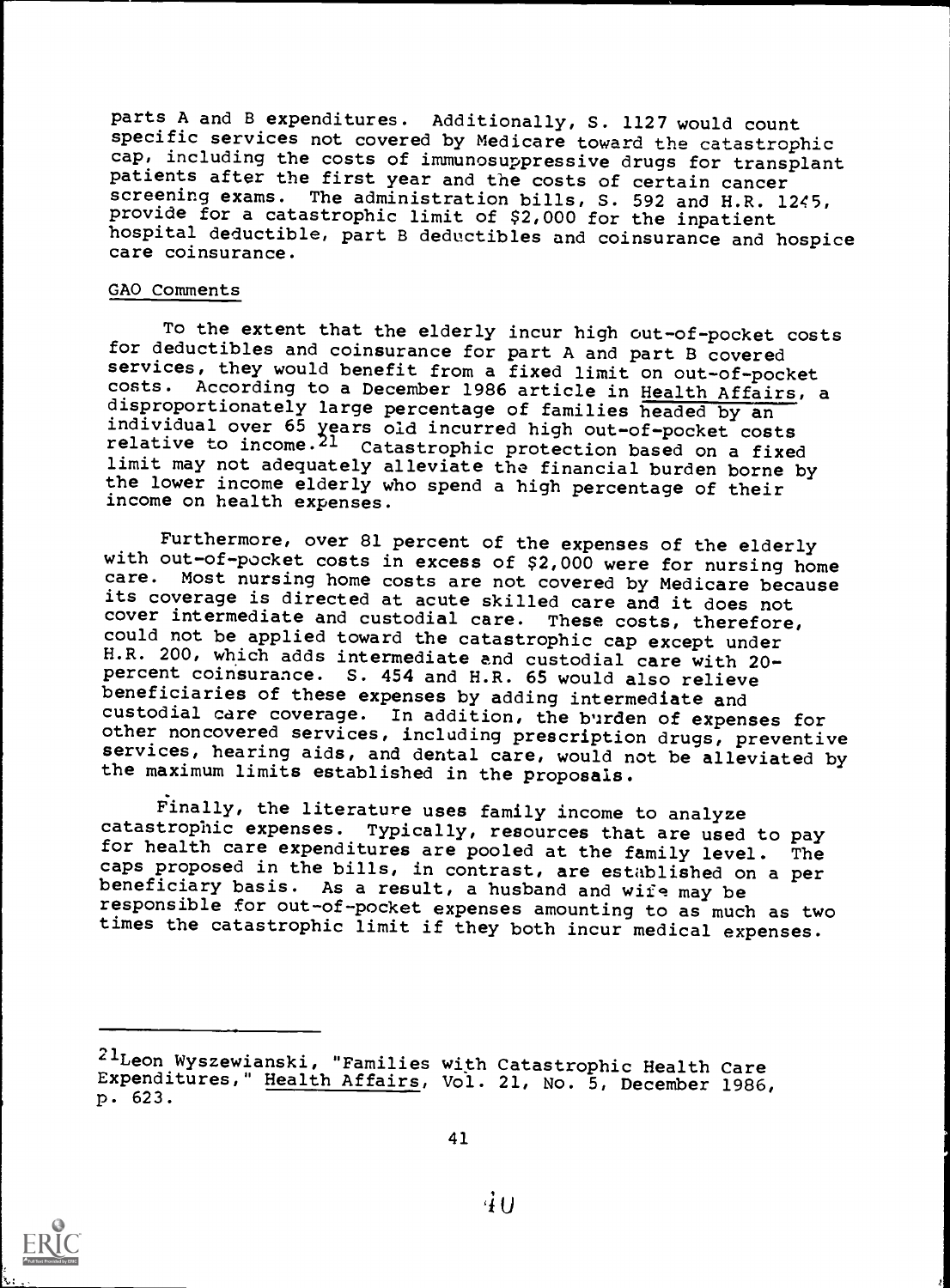parts A and B expenditures. Additionally, S. 1127 would count specific services not covered by Medicare toward the catastrophic cap, including the costs of immunosuppressive drugs for transplant patients after the first year and the costs of certain cancer screening exams. The administration bills, S. 592 and H.R. 1245, provide for a catastrophic limit of $2,000 for the inpatient hospital deductible, part B deductibles and coinsurance and hospice care coinsurance.

GAO Comments

To the extent that the elderly incur high out-of-pocket costs for deductibles and coinsurance for part A and part B covered services, they would benefit from a fixed limit on out-of-pocket costs. According to a December 1986 article in Health Affairs, a disproportionately large percentage of families headed by an individual over 65 years old incurred high out-of-pocket costs relative to income.[21] Catastrophic protection based on a fixed limit may not adequately alleviate the financial burden borne by the lower income elderly who spend a high percentage of their income on health expenses.

Furthermore, over 81 percent of the expenses of the elderly with out-of-pocket costs in excess of $2,000 were for nursing home care. Most nursing home costs are not covered by Medicare because its coverage is directed at acute skilled care and it does not cover intermediate and custodial care. These costs, therefore, could not be applied toward the catastrophic cap except under H.R. 200, which adds intermediate and custodial care with 20-percent coinsurance. S. 454 and H.R. 65 would also relieve beneficiaries of these expenses by adding intermediate and custodial care coverage. In addition, the burden of expenses for other noncovered services, including prescription drugs, preventive services, hearing aids, and dental care, would not be alleviated by the maximum limits established in the proposals.

Finally, the literature uses family income to analyze catastrophic expenses. Typically, resources that are used to pay for health care expenditures are pooled at the family level. The caps proposed in the bills, in contrast, are established on a per beneficiary basis. As a result, a husband and wife may be responsible for out-of-pocket expenses amounting to as much as two times the catastrophic limit if they both incur medical expenses.

---

[21]Leon Wyszewianski, "Families with Catastrophic Health Care Expenditures," Health Affairs, Vol. 21, No. 5, December 1986, p. 623.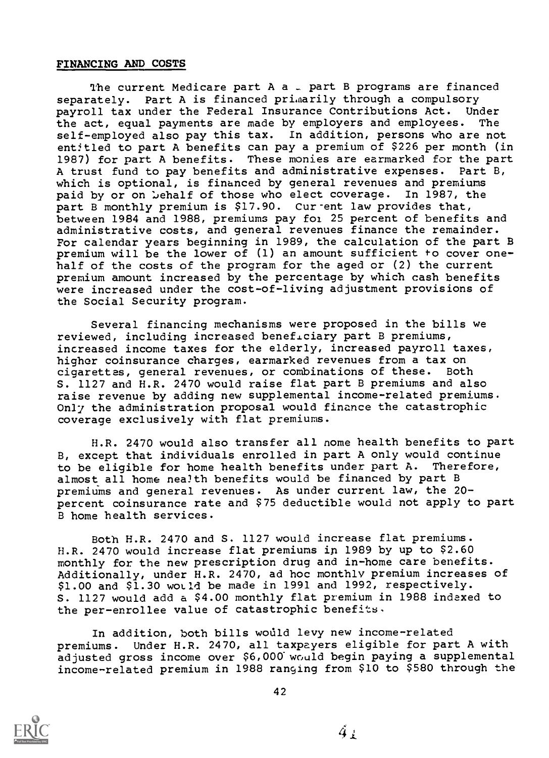## FINANCING AND COSTS

The current Medicare part A and part B programs are financed separately. Part A is financed primarily through a compulsory payroll tax under the Federal Insurance Contributions Act. Under the act, equal payments are made by employers and employees. The self-employed also pay this tax. In addition, persons who are not entitled to part A benefits can pay a premium of $226 per month (in 1987) for part A benefits. These monies are earmarked for the part A trust fund to pay benefits and administrative expenses. Part B, which is optional, is financed by general revenues and premiums paid by or on behalf of those who elect coverage. In 1987, the part B monthly premium is $17.90. Current law provides that, between 1984 and 1988, premiums pay for 25 percent of benefits and administrative costs, and general revenues finance the remainder. For calendar years beginning in 1989, the calculation of the part B premium will be the lower of (1) an amount sufficient to cover one-half of the costs of the program for the aged or (2) the current premium amount increased by the percentage by which cash benefits were increased under the cost-of-living adjustment provisions of the Social Security program.

Several financing mechanisms were proposed in the bills we reviewed, including increased beneficiary part B premiums, increased income taxes for the elderly, increased payroll taxes, higher coinsurance charges, earmarked revenues from a tax on cigarettes, general revenues, or combinations of these. Both S. 1127 and H.R. 2470 would raise flat part B premiums and also raise revenue by adding new supplemental income-related premiums. Only the administration proposal would finance the catastrophic coverage exclusively with flat premiums.

H.R. 2470 would also transfer all home health benefits to part B, except that individuals enrolled in part A only would continue to be eligible for home health benefits under part A. Therefore, almost all home health benefits would be financed by part B premiums and general revenues. As under current law, the 20-percent coinsurance rate and $75 deductible would not apply to part B home health services.

Both H.R. 2470 and S. 1127 would increase flat premiums. H.R. 2470 would increase flat premiums in 1989 by up to $2.60 monthly for the new prescription drug and in-home care benefits. Additionally, under H.R. 2470, ad hoc monthly premium increases of $1.00 and $1.30 would be made in 1991 and 1992, respectively. S. 1127 would add a $4.00 monthly flat premium in 1988 indexed to the per-enrollee value of catastrophic benefits.

In addition, both bills would levy new income-related premiums. Under H.R. 2470, all taxpayers eligible for part A with adjusted gross income over $6,000 would begin paying a supplemental income-related premium in 1988 ranging from $10 to $580 through the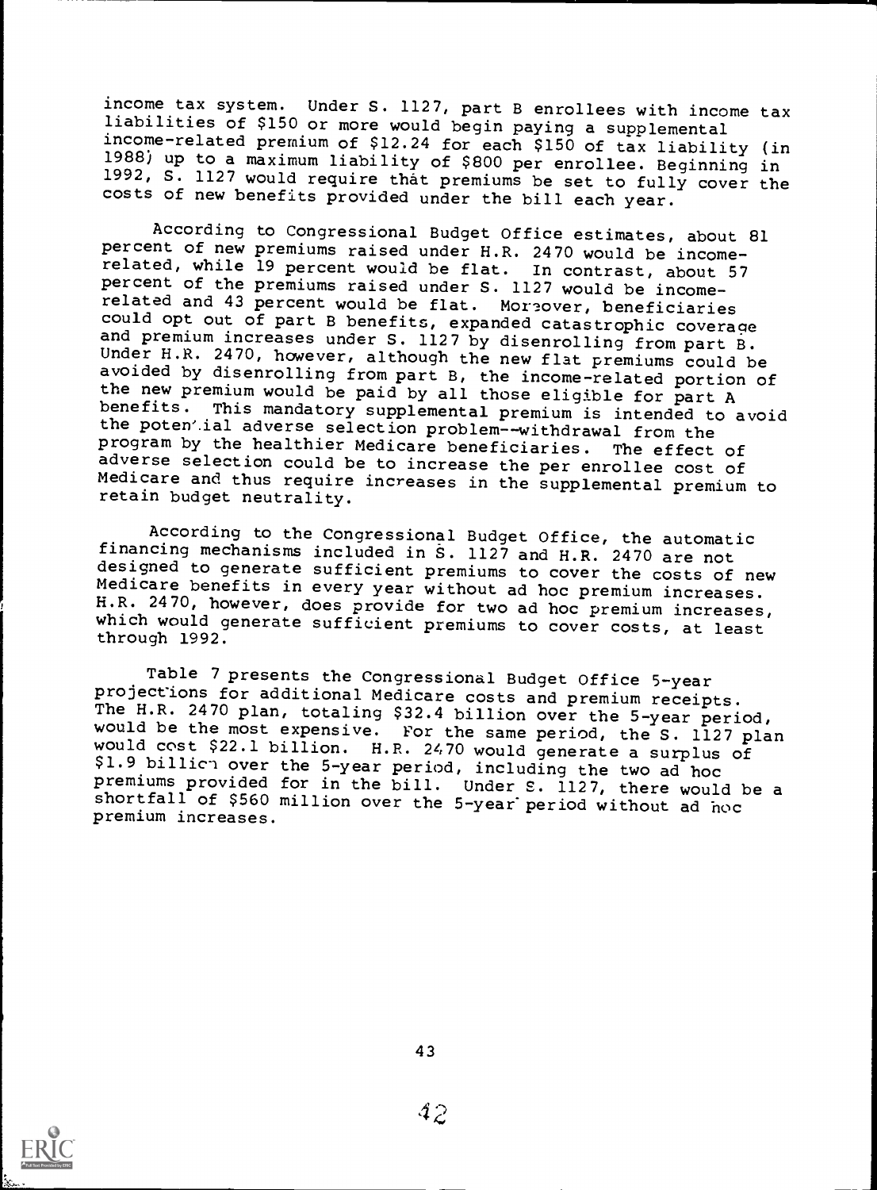income tax system. Under S. 1127, part B enrollees with income tax liabilities of $150 or more would begin paying a supplemental income-related premium of $12.24 for each $150 of tax liability (in 1988) up to a maximum liability of $800 per enrollee. Beginning in 1992, S. 1127 would require that premiums be set to fully cover the costs of new benefits provided under the bill each year.

According to Congressional Budget Office estimates, about 81 percent of new premiums raised under H.R. 2470 would be income-related, while 19 percent would be flat. In contrast, about 57 percent of the premiums raised under S. 1127 would be income-related and 43 percent would be flat. Moreover, beneficiaries could opt out of part B benefits, expanded catastrophic coverage and premium increases under S. 1127 by disenrolling from part B. Under H.R. 2470, however, although the new flat premiums could be avoided by disenrolling from part B, the income-related portion of the new premium would be paid by all those eligible for part A benefits. This mandatory supplemental premium is intended to avoid the potential adverse selection problem--withdrawal from the program by the healthier Medicare beneficiaries. The effect of adverse selection could be to increase the per enrollee cost of Medicare and thus require increases in the supplemental premium to retain budget neutrality.

According to the Congressional Budget Office, the automatic financing mechanisms included in S. 1127 and H.R. 2470 are not designed to generate sufficient premiums to cover the costs of new Medicare benefits in every year without ad hoc premium increases. H.R. 2470, however, does provide for two ad hoc premium increases, which would generate sufficient premiums to cover costs, at least through 1992.

Table 7 presents the Congressional Budget Office 5-year projections for additional Medicare costs and premium receipts. The H.R. 2470 plan, totaling $32.4 billion over the 5-year period, would be the most expensive. For the same period, the S. 1127 plan would cost $22.1 billion. H.R. 2470 would generate a surplus of $1.9 billion over the 5-year period, including the two ad hoc premiums provided for in the bill. Under S. 1127, there would be a shortfall of $560 million over the 5-year period without ad hoc premium increases.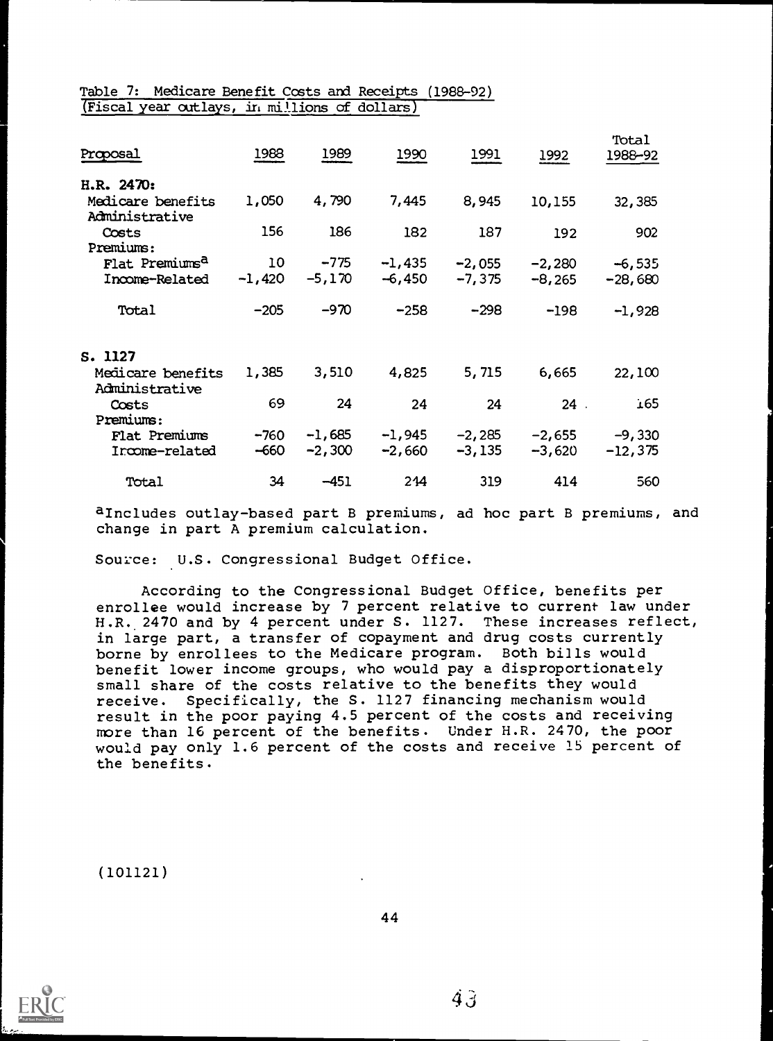Table 7: Medicare Benefit Costs and Receipts (1988-92)
(Fiscal year outlays, in millions of dollars)

| Proposal | 1988 | 1989 | 1990 | 1991 | 1992 | Total 1988-92 |
|---|---|---|---|---|---|---|
| **H.R. 2470:** | | | | | | |
| Medicare benefits | 1,050 | 4,790 | 7,445 | 8,945 | 10,155 | 32,385 |
| Administrative Costs | 156 | 186 | 182 | 187 | 192 | 902 |
| Premiums: | | | | | | |
| Flat Premiums[a] | 10 | -775 | -1,435 | -2,055 | -2,280 | -6,535 |
| Income-Related | -1,420 | -5,170 | -6,450 | -7,375 | -8,265 | -28,680 |
| Total | -205 | -970 | -258 | -298 | -198 | -1,928 |
| **S. 1127** | | | | | | |
| Medicare benefits | 1,385 | 3,510 | 4,825 | 5,715 | 6,665 | 22,100 |
| Administrative Costs | 69 | 24 | 24 | 24 | 24 | 165 |
| Premiums: | | | | | | |
| Flat Premiums | -760 | -1,685 | -1,945 | -2,285 | -2,655 | -9,330 |
| Income-related | -660 | -2,300 | -2,660 | -3,135 | -3,620 | -12,375 |
| Total | 34 | -451 | 214 | 319 | 414 | 560 |

[a]Includes outlay-based part B premiums, ad hoc part B premiums, and change in part A premium calculation.

Source: U.S. Congressional Budget Office.

According to the Congressional Budget Office, benefits per enrollee would increase by 7 percent relative to current law under H.R. 2470 and by 4 percent under S. 1127. These increases reflect, in large part, a transfer of copayment and drug costs currently borne by enrollees to the Medicare program. Both bills would benefit lower income groups, who would pay a disproportionately small share of the costs relative to the benefits they would receive. Specifically, the S. 1127 financing mechanism would result in the poor paying 4.5 percent of the costs and receiving more than 16 percent of the benefits. Under H.R. 2470, the poor would pay only 1.6 percent of the costs and receive 15 percent of the benefits.

(101121)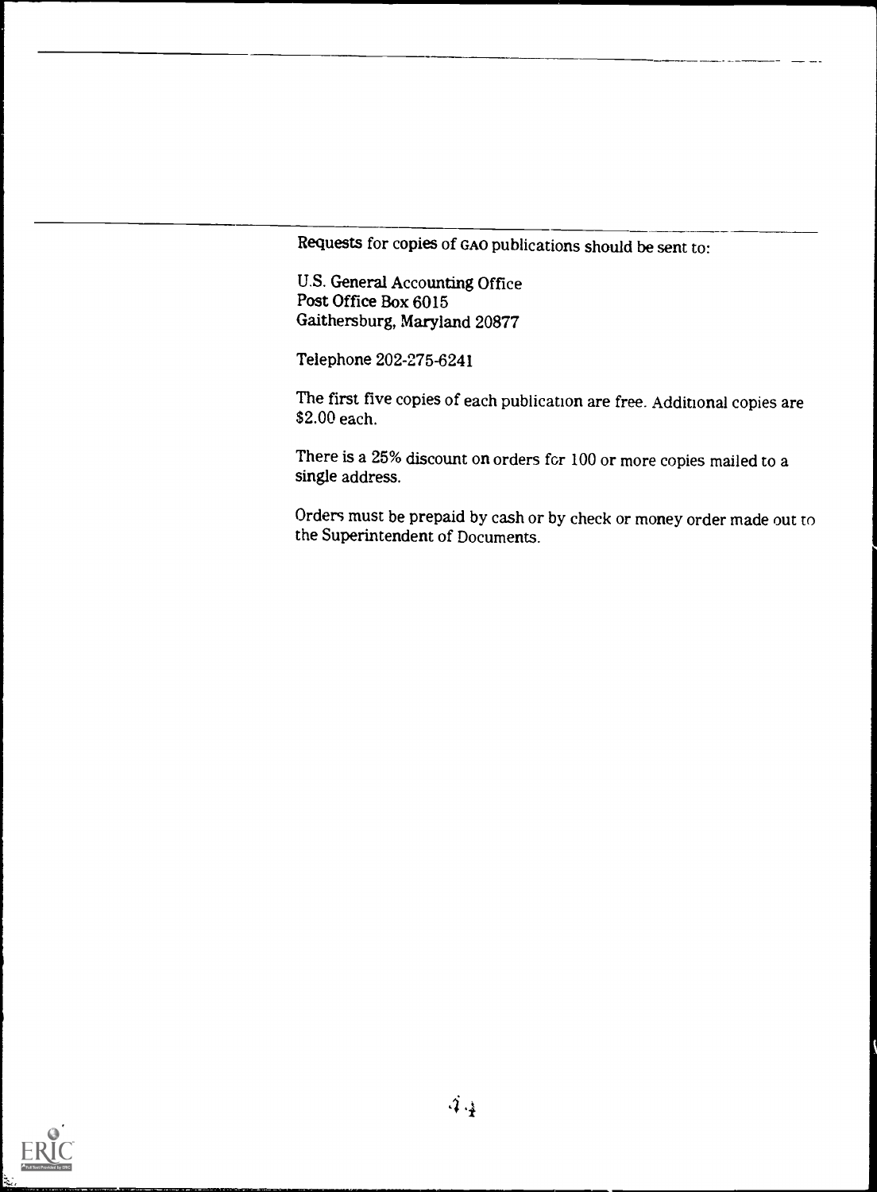Requests for copies of GAO publications should be sent to:

U.S. General Accounting Office
Post Office Box 6015
Gaithersburg, Maryland 20877

Telephone 202-275-6241

The first five copies of each publication are free. Additional copies are $2.00 each.

There is a 25% discount on orders for 100 or more copies mailed to a single address.

Orders must be prepaid by cash or by check or money order made out to the Superintendent of Documents.